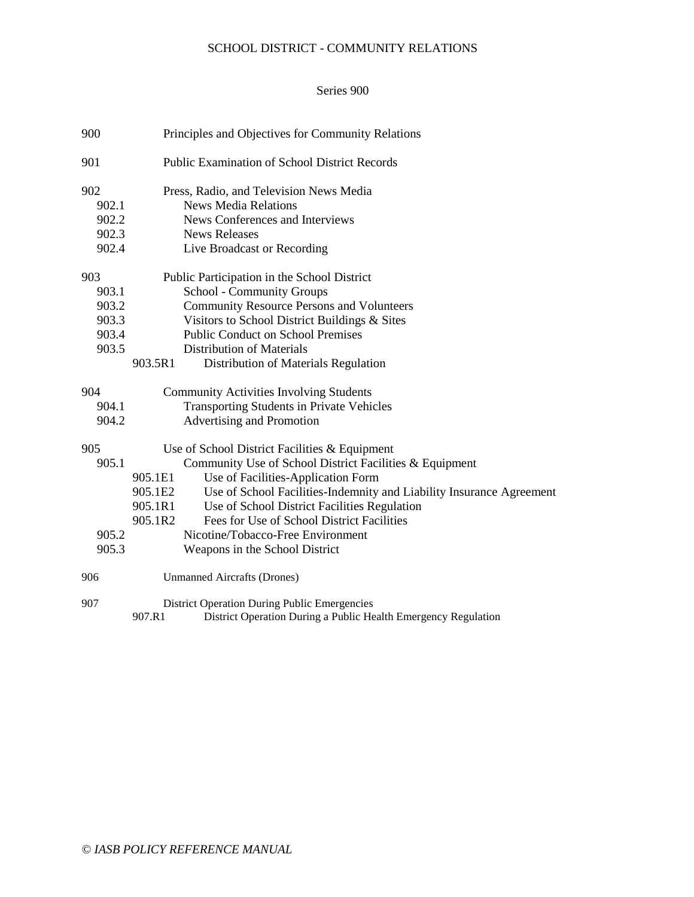# SCHOOL DISTRICT - COMMUNITY RELATIONS

## Series 900

900 Principles and Objectives for Community Relations

901 Public Examination of School District Records

902 Press, Radio, and Television News Media
- 902.1 News Media Relations
- 902.2 News Conferences and Interviews
- 902.3 News Releases
- 902.4 Live Broadcast or Recording

903 Public Participation in the School District
- 903.1 School - Community Groups
- 903.2 Community Resource Persons and Volunteers
- 903.3 Visitors to School District Buildings & Sites
- 903.4 Public Conduct on School Premises
- 903.5 Distribution of Materials
  - 903.5R1 Distribution of Materials Regulation

904 Community Activities Involving Students
- 904.1 Transporting Students in Private Vehicles
- 904.2 Advertising and Promotion

905 Use of School District Facilities & Equipment
- 905.1 Community Use of School District Facilities & Equipment
  - 905.1E1 Use of Facilities-Application Form
  - 905.1E2 Use of School Facilities-Indemnity and Liability Insurance Agreement
  - 905.1R1 Use of School District Facilities Regulation
  - 905.1R2 Fees for Use of School District Facilities
- 905.2 Nicotine/Tobacco-Free Environment
- 905.3 Weapons in the School District

906 Unmanned Aircrafts (Drones)

907 District Operation During Public Emergencies
- 907.R1 District Operation During a Public Health Emergency Regulation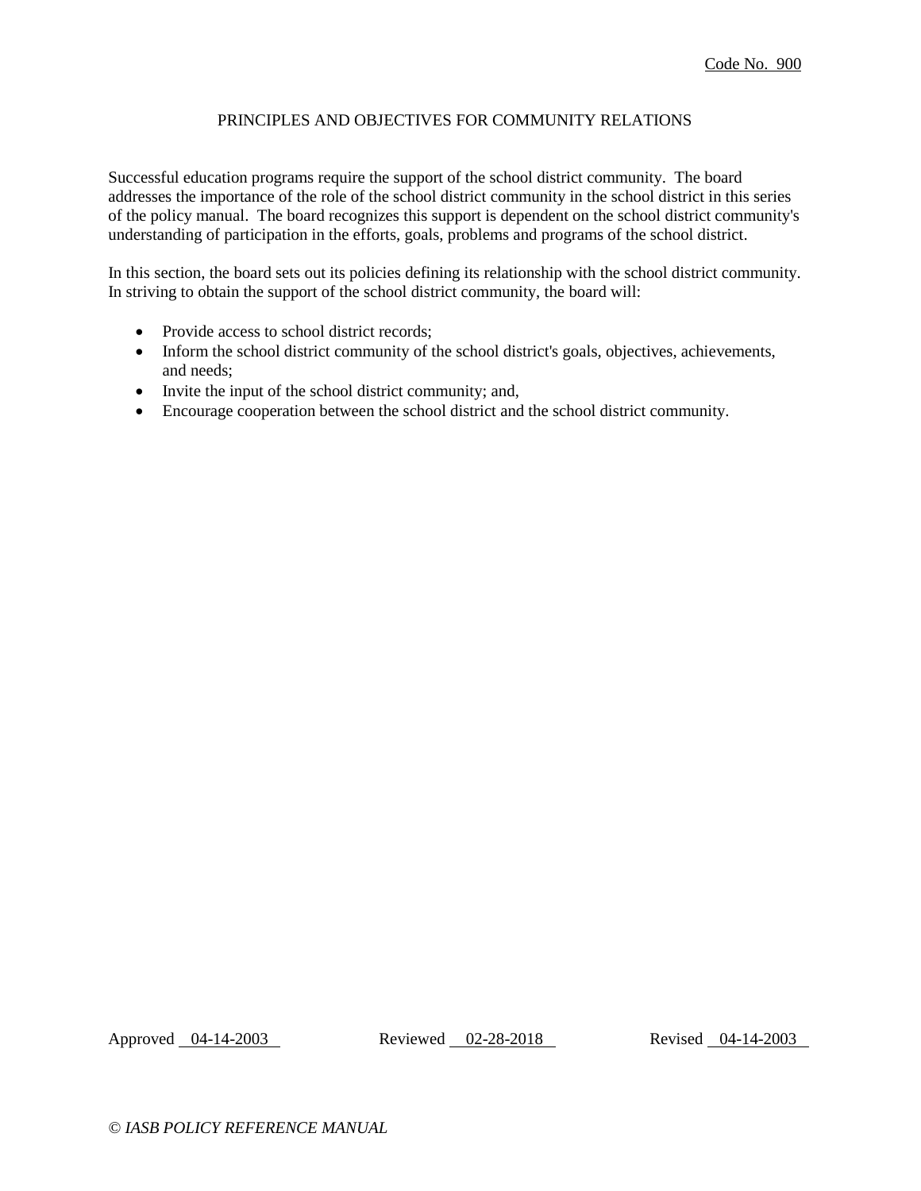Code No. 900

# PRINCIPLES AND OBJECTIVES FOR COMMUNITY RELATIONS

Successful education programs require the support of the school district community. The board addresses the importance of the role of the school district community in the school district in this series of the policy manual. The board recognizes this support is dependent on the school district community's understanding of participation in the efforts, goals, problems and programs of the school district.

In this section, the board sets out its policies defining its relationship with the school district community. In striving to obtain the support of the school district community, the board will:

- Provide access to school district records;
- Inform the school district community of the school district's goals, objectives, achievements, and needs;
- Invite the input of the school district community; and,
- Encourage cooperation between the school district and the school district community.

Approved 04-14-2003 Reviewed 02-28-2018 Revised 04-14-2003

*© IASB POLICY REFERENCE MANUAL*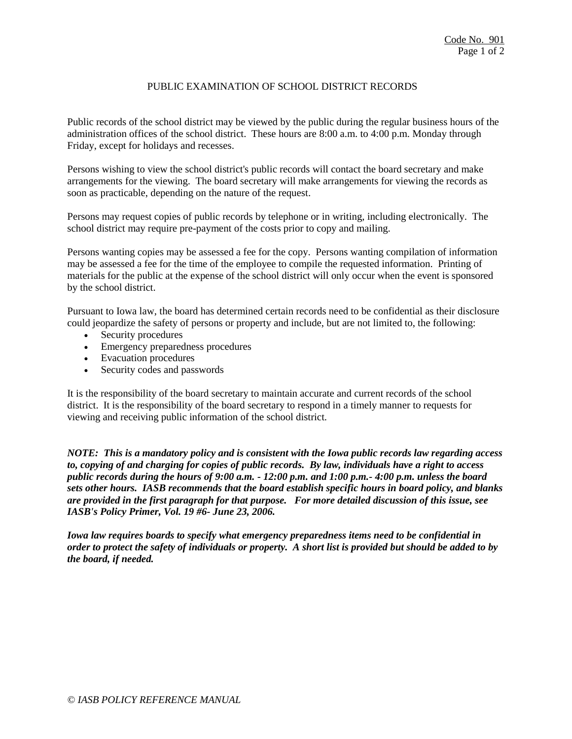# PUBLIC EXAMINATION OF SCHOOL DISTRICT RECORDS

Public records of the school district may be viewed by the public during the regular business hours of the administration offices of the school district. These hours are 8:00 a.m. to 4:00 p.m. Monday through Friday, except for holidays and recesses.

Persons wishing to view the school district's public records will contact the board secretary and make arrangements for the viewing. The board secretary will make arrangements for viewing the records as soon as practicable, depending on the nature of the request.

Persons may request copies of public records by telephone or in writing, including electronically. The school district may require pre-payment of the costs prior to copy and mailing.

Persons wanting copies may be assessed a fee for the copy. Persons wanting compilation of information may be assessed a fee for the time of the employee to compile the requested information. Printing of materials for the public at the expense of the school district will only occur when the event is sponsored by the school district.

Pursuant to Iowa law, the board has determined certain records need to be confidential as their disclosure could jeopardize the safety of persons or property and include, but are not limited to, the following:

- Security procedures
- Emergency preparedness procedures
- Evacuation procedures
- Security codes and passwords

It is the responsibility of the board secretary to maintain accurate and current records of the school district. It is the responsibility of the board secretary to respond in a timely manner to requests for viewing and receiving public information of the school district.

***NOTE: This is a mandatory policy and is consistent with the Iowa public records law regarding access to, copying of and charging for copies of public records. By law, individuals have a right to access public records during the hours of 9:00 a.m. - 12:00 p.m. and 1:00 p.m.- 4:00 p.m. unless the board sets other hours. IASB recommends that the board establish specific hours in board policy, and blanks are provided in the first paragraph for that purpose. For more detailed discussion of this issue, see IASB's Policy Primer, Vol. 19 #6- June 23, 2006.***

***Iowa law requires boards to specify what emergency preparedness items need to be confidential in order to protect the safety of individuals or property. A short list is provided but should be added to by the board, if needed.***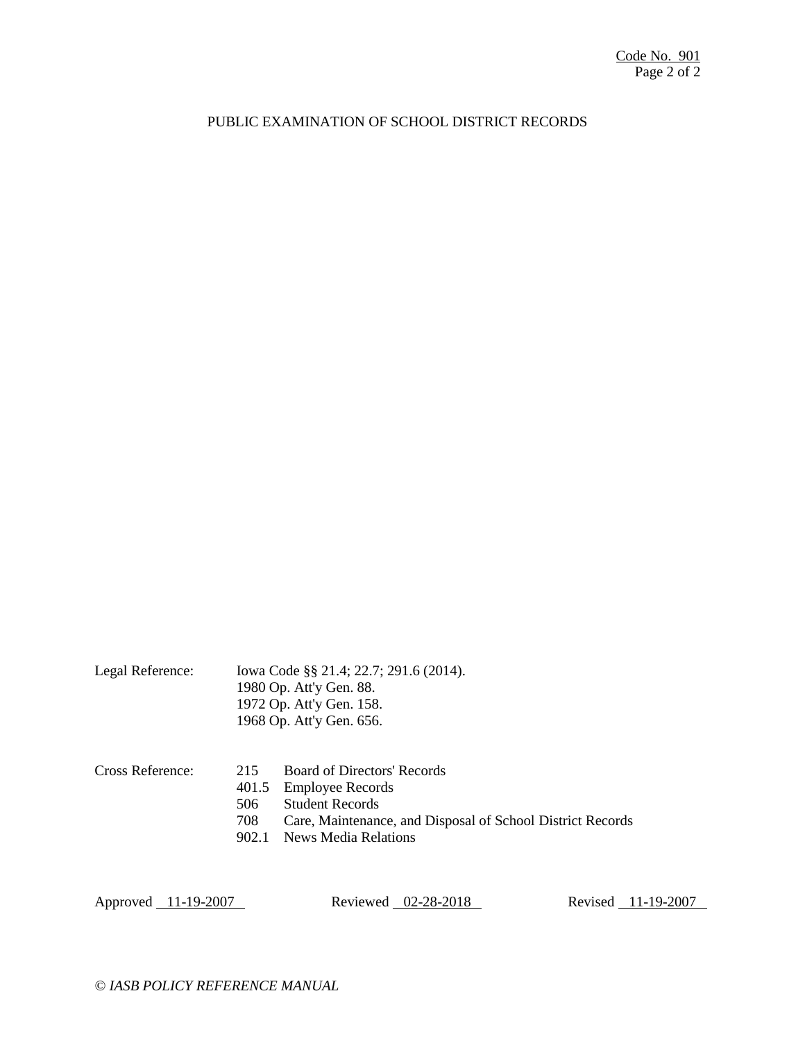# PUBLIC EXAMINATION OF SCHOOL DISTRICT RECORDS

Legal Reference: Iowa Code §§ 21.4; 22.7; 291.6 (2014).
1980 Op. Att'y Gen. 88.
1972 Op. Att'y Gen. 158.
1968 Op. Att'y Gen. 656.

Cross Reference:

| | |
|---|---|
| 215 | Board of Directors' Records |
| 401.5 | Employee Records |
| 506 | Student Records |
| 708 | Care, Maintenance, and Disposal of School District Records |
| 902.1 | News Media Relations |

Approved 11-19-2007 Reviewed 02-28-2018 Revised 11-19-2007

*© IASB POLICY REFERENCE MANUAL*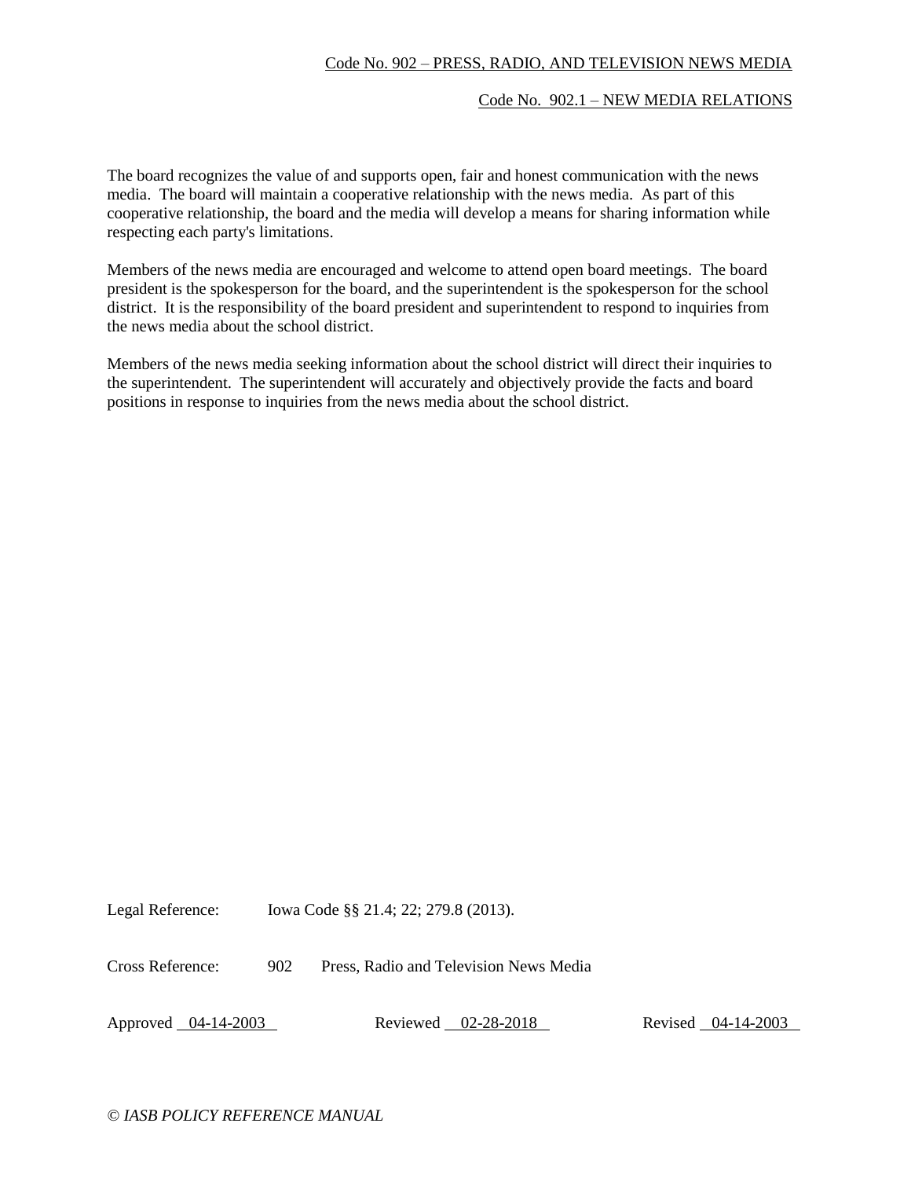Code No. 902 – PRESS, RADIO, AND TELEVISION NEWS MEDIA

## Code No. 902.1 – NEW MEDIA RELATIONS

The board recognizes the value of and supports open, fair and honest communication with the news media. The board will maintain a cooperative relationship with the news media. As part of this cooperative relationship, the board and the media will develop a means for sharing information while respecting each party's limitations.

Members of the news media are encouraged and welcome to attend open board meetings. The board president is the spokesperson for the board, and the superintendent is the spokesperson for the school district. It is the responsibility of the board president and superintendent to respond to inquiries from the news media about the school district.

Members of the news media seeking information about the school district will direct their inquiries to the superintendent. The superintendent will accurately and objectively provide the facts and board positions in response to inquiries from the news media about the school district.

Legal Reference: Iowa Code §§ 21.4; 22; 279.8 (2013).

Cross Reference: 902 Press, Radio and Television News Media

Approved 04-14-2003 Reviewed 02-28-2018 Revised 04-14-2003

*© IASB POLICY REFERENCE MANUAL*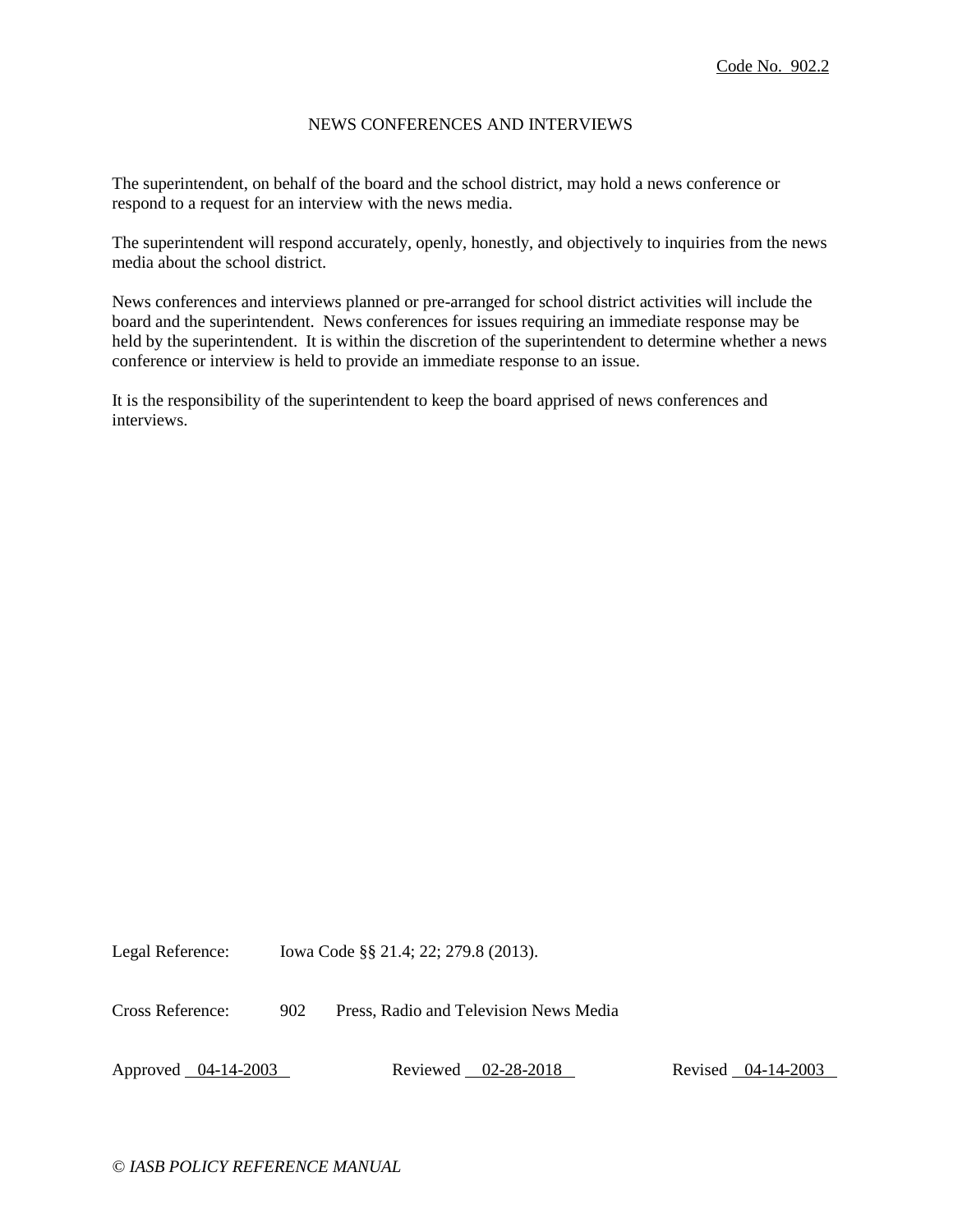Code No. 902.2

# NEWS CONFERENCES AND INTERVIEWS

The superintendent, on behalf of the board and the school district, may hold a news conference or respond to a request for an interview with the news media.

The superintendent will respond accurately, openly, honestly, and objectively to inquiries from the news media about the school district.

News conferences and interviews planned or pre-arranged for school district activities will include the board and the superintendent. News conferences for issues requiring an immediate response may be held by the superintendent. It is within the discretion of the superintendent to determine whether a news conference or interview is held to provide an immediate response to an issue.

It is the responsibility of the superintendent to keep the board apprised of news conferences and interviews.

Legal Reference: Iowa Code §§ 21.4; 22; 279.8 (2013).

Cross Reference: 902 Press, Radio and Television News Media

Approved 04-14-2003 Reviewed 02-28-2018 Revised 04-14-2003

*© IASB POLICY REFERENCE MANUAL*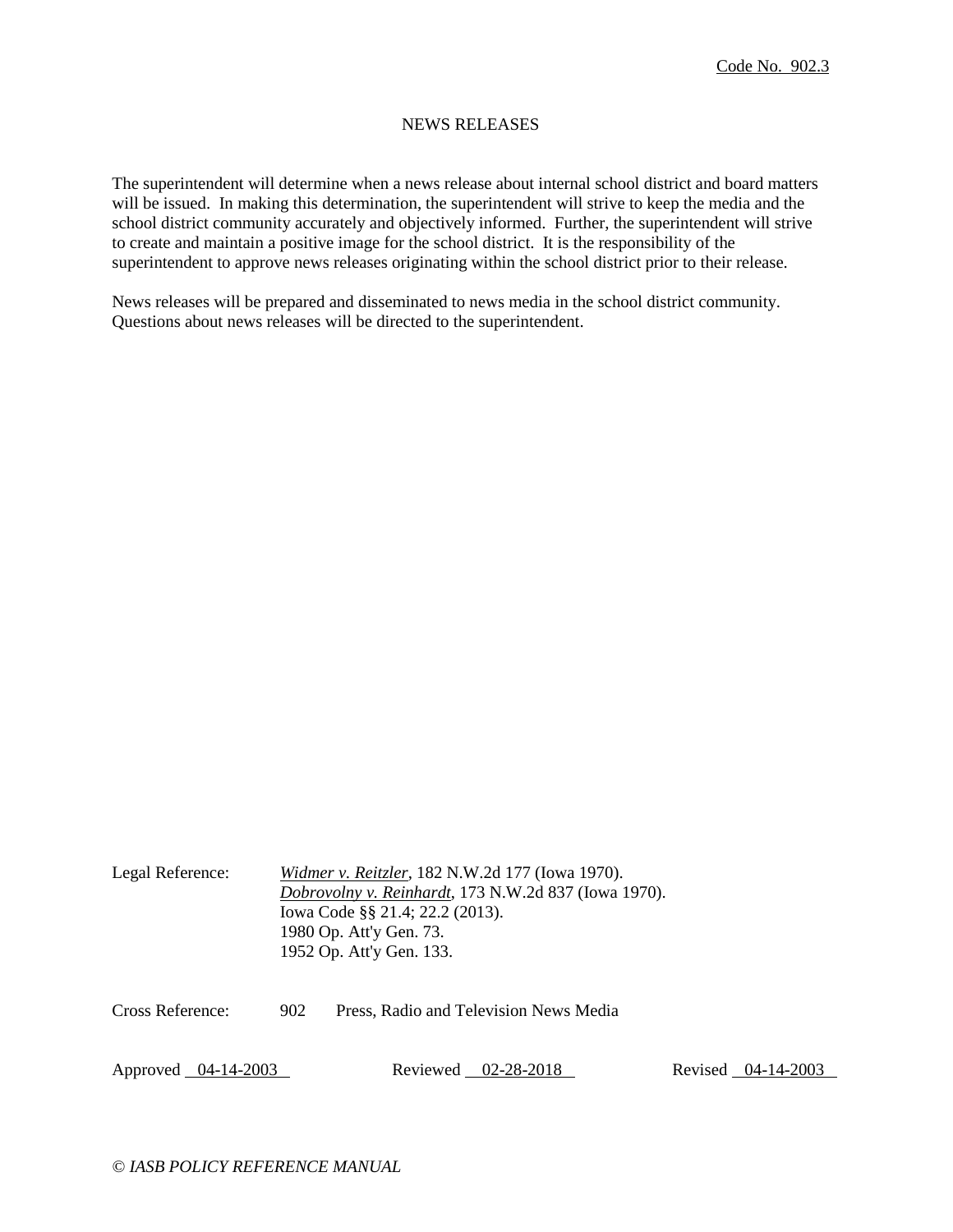Code No. 902.3

# NEWS RELEASES

The superintendent will determine when a news release about internal school district and board matters will be issued. In making this determination, the superintendent will strive to keep the media and the school district community accurately and objectively informed. Further, the superintendent will strive to create and maintain a positive image for the school district. It is the responsibility of the superintendent to approve news releases originating within the school district prior to their release.

News releases will be prepared and disseminated to news media in the school district community. Questions about news releases will be directed to the superintendent.

Legal Reference: *Widmer v. Reitzler*, 182 N.W.2d 177 (Iowa 1970).
*Dobrovolny v. Reinhardt*, 173 N.W.2d 837 (Iowa 1970).
Iowa Code §§ 21.4; 22.2 (2013).
1980 Op. Att'y Gen. 73.
1952 Op. Att'y Gen. 133.

Cross Reference: 902 Press, Radio and Television News Media

Approved 04-14-2003 Reviewed 02-28-2018 Revised 04-14-2003

*© IASB POLICY REFERENCE MANUAL*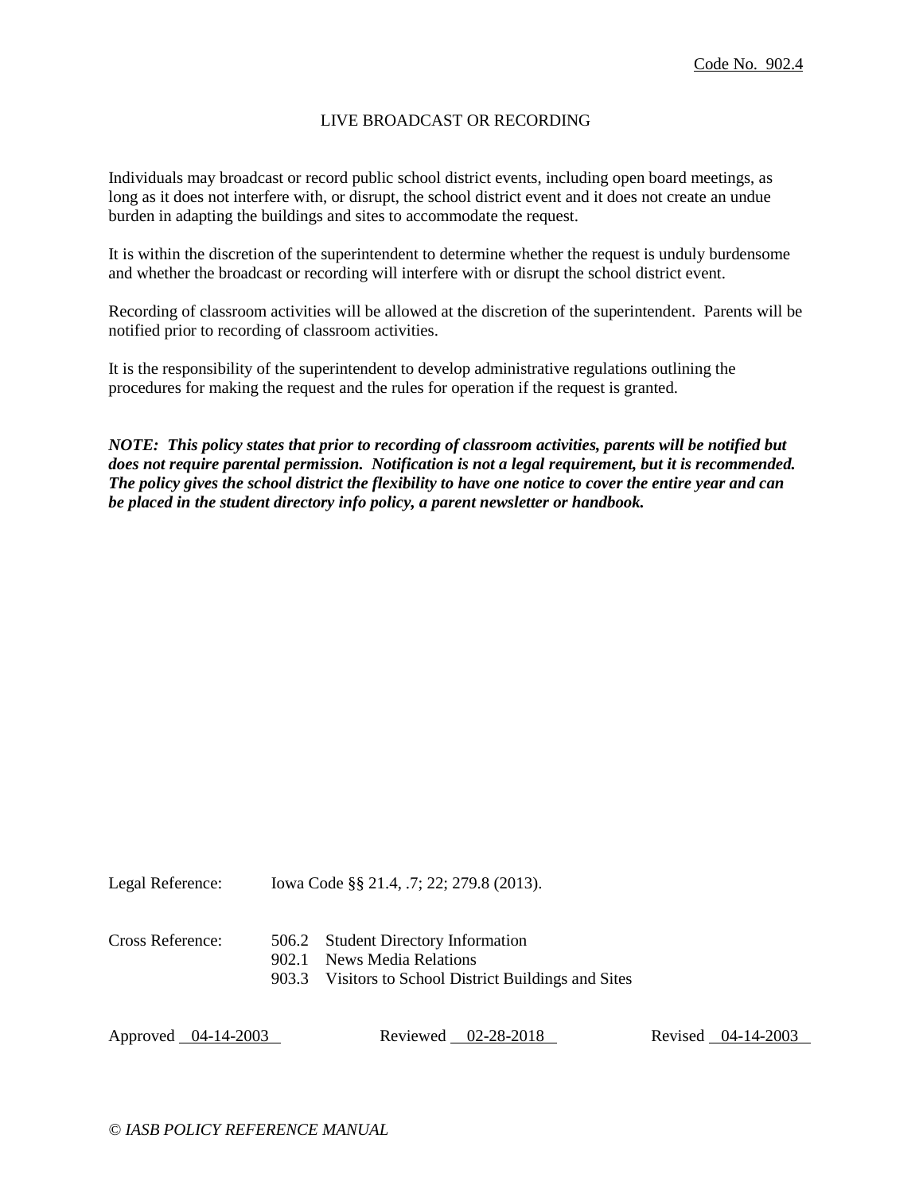Code No. 902.4

# LIVE BROADCAST OR RECORDING

Individuals may broadcast or record public school district events, including open board meetings, as long as it does not interfere with, or disrupt, the school district event and it does not create an undue burden in adapting the buildings and sites to accommodate the request.

It is within the discretion of the superintendent to determine whether the request is unduly burdensome and whether the broadcast or recording will interfere with or disrupt the school district event.

Recording of classroom activities will be allowed at the discretion of the superintendent. Parents will be notified prior to recording of classroom activities.

It is the responsibility of the superintendent to develop administrative regulations outlining the procedures for making the request and the rules for operation if the request is granted.

***NOTE: This policy states that prior to recording of classroom activities, parents will be notified but does not require parental permission. Notification is not a legal requirement, but it is recommended. The policy gives the school district the flexibility to have one notice to cover the entire year and can be placed in the student directory info policy, a parent newsletter or handbook.***

Legal Reference: Iowa Code §§ 21.4, .7; 22; 279.8 (2013).

Cross Reference:
506.2 Student Directory Information
902.1 News Media Relations
903.3 Visitors to School District Buildings and Sites

Approved 04-14-2003 Reviewed 02-28-2018 Revised 04-14-2003

*© IASB POLICY REFERENCE MANUAL*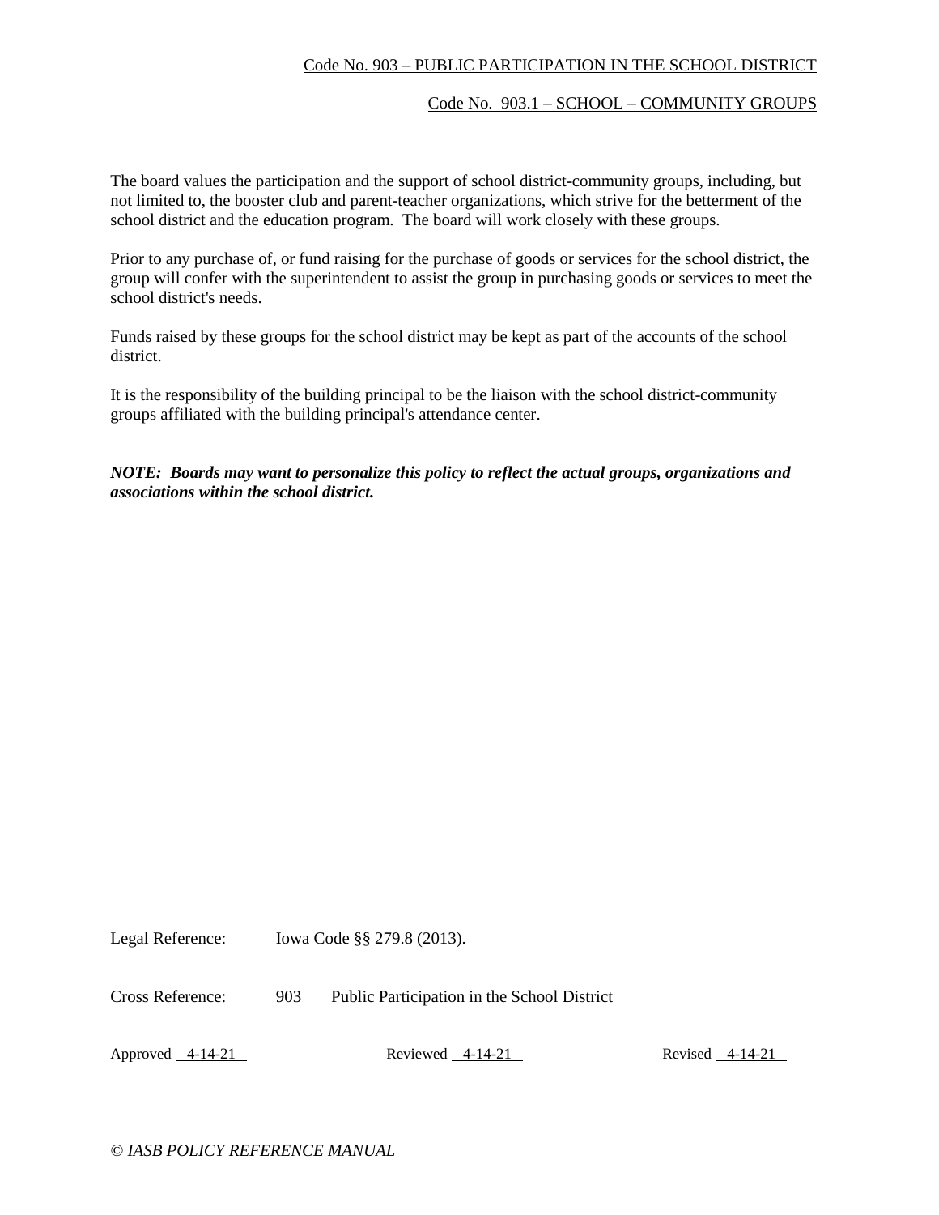Code No. 903 – PUBLIC PARTICIPATION IN THE SCHOOL DISTRICT

Code No. 903.1 – SCHOOL – COMMUNITY GROUPS

The board values the participation and the support of school district-community groups, including, but not limited to, the booster club and parent-teacher organizations, which strive for the betterment of the school district and the education program. The board will work closely with these groups.

Prior to any purchase of, or fund raising for the purchase of goods or services for the school district, the group will confer with the superintendent to assist the group in purchasing goods or services to meet the school district's needs.

Funds raised by these groups for the school district may be kept as part of the accounts of the school district.

It is the responsibility of the building principal to be the liaison with the school district-community groups affiliated with the building principal's attendance center.

***NOTE: Boards may want to personalize this policy to reflect the actual groups, organizations and associations within the school district.***

Legal Reference: Iowa Code §§ 279.8 (2013).

Cross Reference: 903 Public Participation in the School District

Approved 4-14-21 Reviewed 4-14-21 Revised 4-14-21

*© IASB POLICY REFERENCE MANUAL*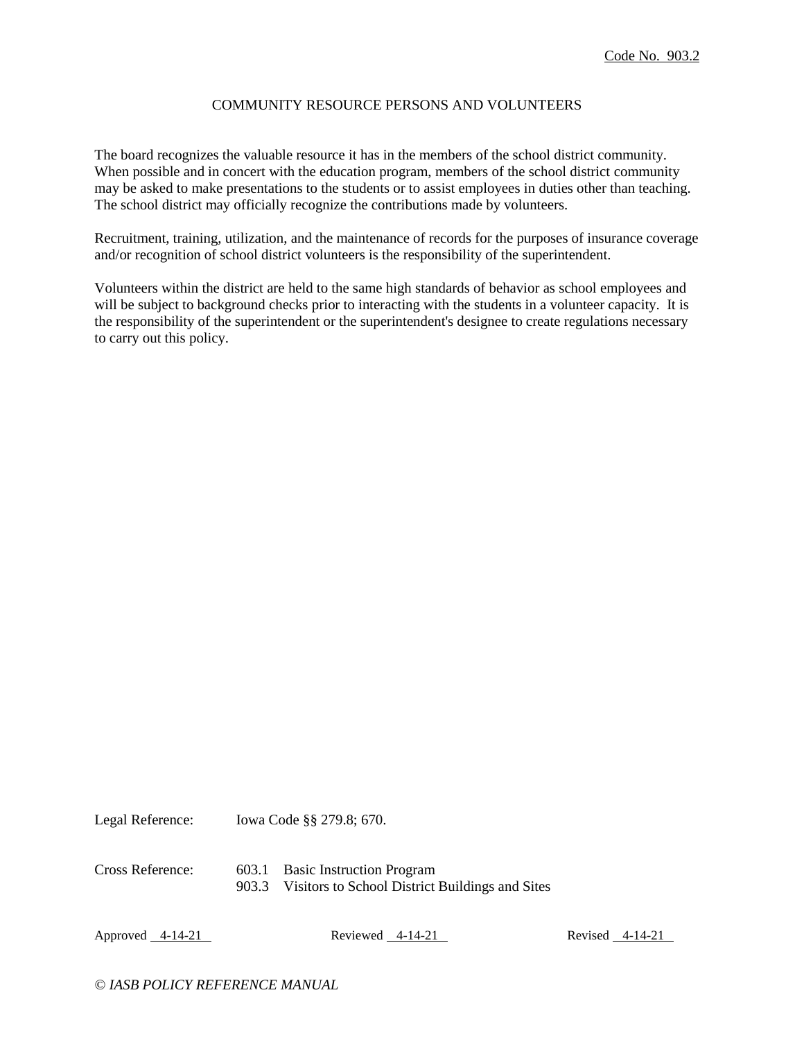Code No. 903.2

# COMMUNITY RESOURCE PERSONS AND VOLUNTEERS

The board recognizes the valuable resource it has in the members of the school district community. When possible and in concert with the education program, members of the school district community may be asked to make presentations to the students or to assist employees in duties other than teaching. The school district may officially recognize the contributions made by volunteers.

Recruitment, training, utilization, and the maintenance of records for the purposes of insurance coverage and/or recognition of school district volunteers is the responsibility of the superintendent.

Volunteers within the district are held to the same high standards of behavior as school employees and will be subject to background checks prior to interacting with the students in a volunteer capacity. It is the responsibility of the superintendent or the superintendent's designee to create regulations necessary to carry out this policy.

Legal Reference: Iowa Code §§ 279.8; 670.

Cross Reference:
- 603.1 Basic Instruction Program
- 903.3 Visitors to School District Buildings and Sites

Approved 4-14-21 Reviewed 4-14-21 Revised 4-14-21

*© IASB POLICY REFERENCE MANUAL*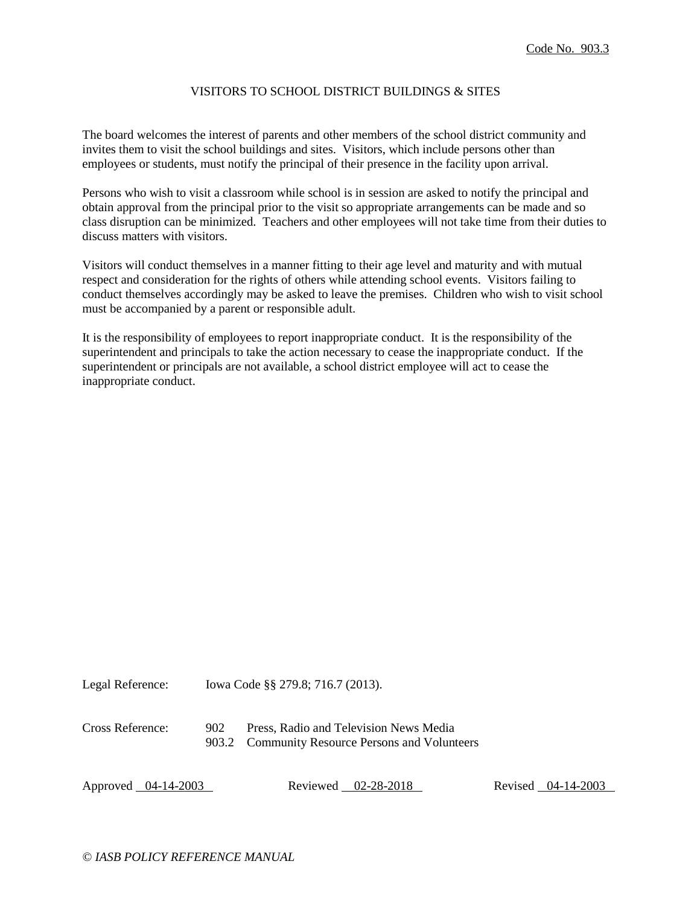Code No. 903.3

# VISITORS TO SCHOOL DISTRICT BUILDINGS & SITES

The board welcomes the interest of parents and other members of the school district community and invites them to visit the school buildings and sites. Visitors, which include persons other than employees or students, must notify the principal of their presence in the facility upon arrival.

Persons who wish to visit a classroom while school is in session are asked to notify the principal and obtain approval from the principal prior to the visit so appropriate arrangements can be made and so class disruption can be minimized. Teachers and other employees will not take time from their duties to discuss matters with visitors.

Visitors will conduct themselves in a manner fitting to their age level and maturity and with mutual respect and consideration for the rights of others while attending school events. Visitors failing to conduct themselves accordingly may be asked to leave the premises. Children who wish to visit school must be accompanied by a parent or responsible adult.

It is the responsibility of employees to report inappropriate conduct. It is the responsibility of the superintendent and principals to take the action necessary to cease the inappropriate conduct. If the superintendent or principals are not available, a school district employee will act to cease the inappropriate conduct.

Legal Reference: Iowa Code §§ 279.8; 716.7 (2013).

Cross Reference:
902 Press, Radio and Television News Media
903.2 Community Resource Persons and Volunteers

Approved 04-14-2003 Reviewed 02-28-2018 Revised 04-14-2003

*© IASB POLICY REFERENCE MANUAL*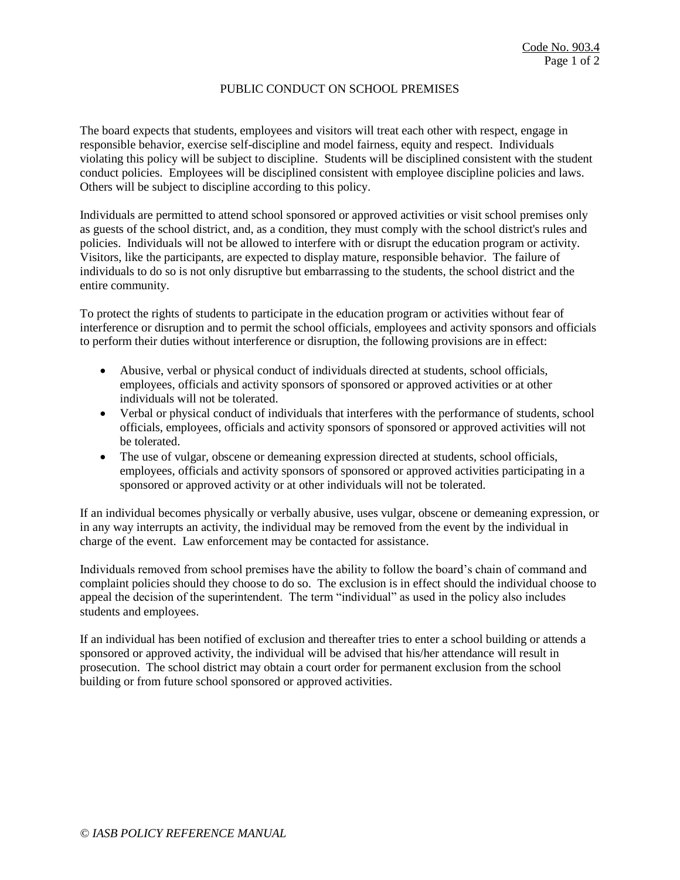Code No. 903.4

# PUBLIC CONDUCT ON SCHOOL PREMISES

The board expects that students, employees and visitors will treat each other with respect, engage in responsible behavior, exercise self-discipline and model fairness, equity and respect. Individuals violating this policy will be subject to discipline. Students will be disciplined consistent with the student conduct policies. Employees will be disciplined consistent with employee discipline policies and laws. Others will be subject to discipline according to this policy.

Individuals are permitted to attend school sponsored or approved activities or visit school premises only as guests of the school district, and, as a condition, they must comply with the school district's rules and policies. Individuals will not be allowed to interfere with or disrupt the education program or activity. Visitors, like the participants, are expected to display mature, responsible behavior. The failure of individuals to do so is not only disruptive but embarrassing to the students, the school district and the entire community.

To protect the rights of students to participate in the education program or activities without fear of interference or disruption and to permit the school officials, employees and activity sponsors and officials to perform their duties without interference or disruption, the following provisions are in effect:

- Abusive, verbal or physical conduct of individuals directed at students, school officials, employees, officials and activity sponsors of sponsored or approved activities or at other individuals will not be tolerated.
- Verbal or physical conduct of individuals that interferes with the performance of students, school officials, employees, officials and activity sponsors of sponsored or approved activities will not be tolerated.
- The use of vulgar, obscene or demeaning expression directed at students, school officials, employees, officials and activity sponsors of sponsored or approved activities participating in a sponsored or approved activity or at other individuals will not be tolerated.

If an individual becomes physically or verbally abusive, uses vulgar, obscene or demeaning expression, or in any way interrupts an activity, the individual may be removed from the event by the individual in charge of the event. Law enforcement may be contacted for assistance.

Individuals removed from school premises have the ability to follow the board's chain of command and complaint policies should they choose to do so. The exclusion is in effect should the individual choose to appeal the decision of the superintendent. The term "individual" as used in the policy also includes students and employees.

If an individual has been notified of exclusion and thereafter tries to enter a school building or attends a sponsored or approved activity, the individual will be advised that his/her attendance will result in prosecution. The school district may obtain a court order for permanent exclusion from the school building or from future school sponsored or approved activities.

*© IASB POLICY REFERENCE MANUAL*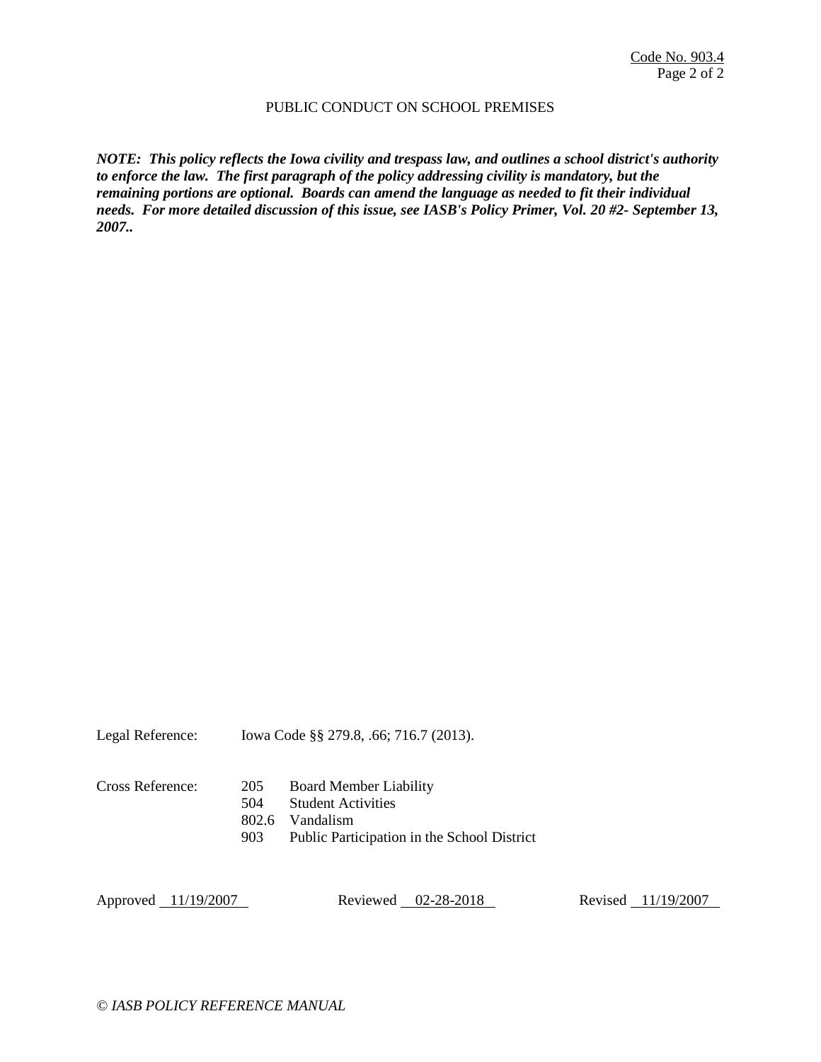PUBLIC CONDUCT ON SCHOOL PREMISES

***NOTE: This policy reflects the Iowa civility and trespass law, and outlines a school district's authority to enforce the law. The first paragraph of the policy addressing civility is mandatory, but the remaining portions are optional. Boards can amend the language as needed to fit their individual needs. For more detailed discussion of this issue, see IASB's Policy Primer, Vol. 20 #2- September 13, 2007..***

Legal Reference: Iowa Code §§ 279.8, .66; 716.7 (2013).

Cross Reference:

| | |
|---|---|
| 205 | Board Member Liability |
| 504 | Student Activities |
| 802.6 | Vandalism |
| 903 | Public Participation in the School District |

Approved 11/19/2007 Reviewed 02-28-2018 Revised 11/19/2007

*© IASB POLICY REFERENCE MANUAL*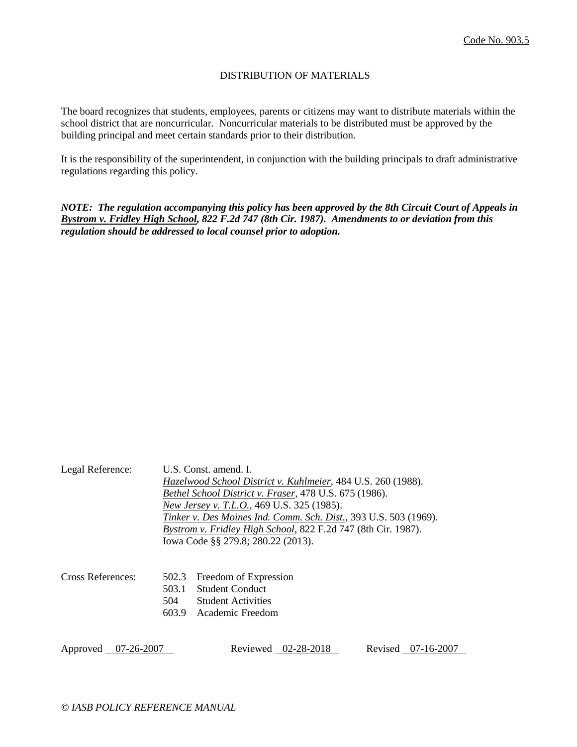Code No. 903.5

# DISTRIBUTION OF MATERIALS

The board recognizes that students, employees, parents or citizens may want to distribute materials within the school district that are noncurricular. Noncurricular materials to be distributed must be approved by the building principal and meet certain standards prior to their distribution.

It is the responsibility of the superintendent, in conjunction with the building principals to draft administrative regulations regarding this policy.

***NOTE: The regulation accompanying this policy has been approved by the 8th Circuit Court of Appeals in Bystrom v. Fridley High School, 822 F.2d 747 (8th Cir. 1987). Amendments to or deviation from this regulation should be addressed to local counsel prior to adoption.***

Legal Reference:
- U.S. Const. amend. I.
- *Hazelwood School District v. Kuhlmeier*, 484 U.S. 260 (1988).
- *Bethel School District v. Fraser*, 478 U.S. 675 (1986).
- *New Jersey v. T.L.O.*, 469 U.S. 325 (1985).
- *Tinker v. Des Moines Ind. Comm. Sch. Dist.*, 393 U.S. 503 (1969).
- *Bystrom v. Fridley High School*, 822 F.2d 747 (8th Cir. 1987).
- Iowa Code §§ 279.8; 280.22 (2013).

Cross References:
- 502.3 Freedom of Expression
- 503.1 Student Conduct
- 504 Student Activities
- 603.9 Academic Freedom

Approved 07-26-2007 Reviewed 02-28-2018 Revised 07-16-2007

*© IASB POLICY REFERENCE MANUAL*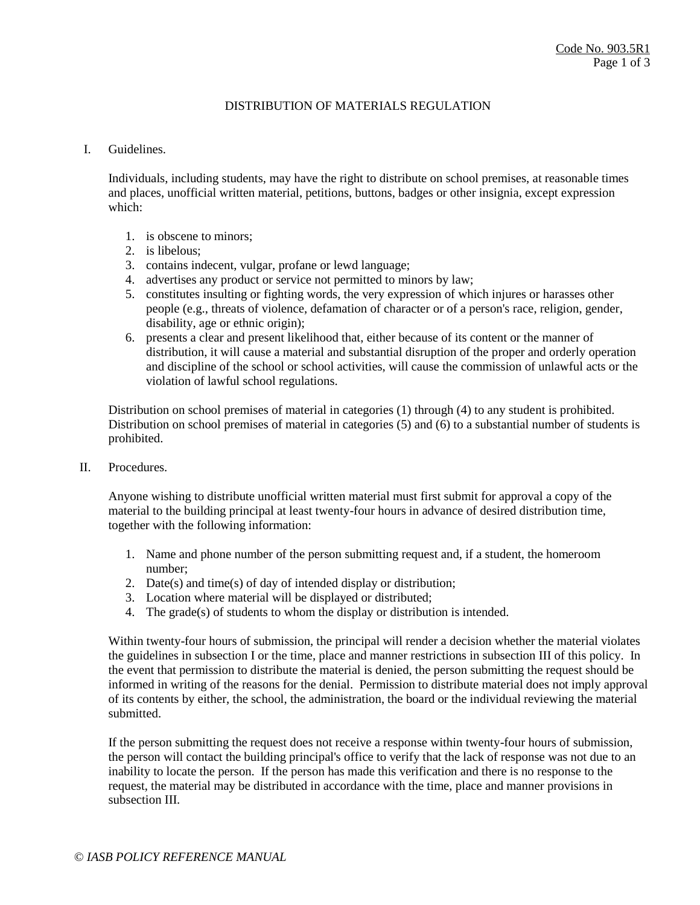# DISTRIBUTION OF MATERIALS REGULATION

## I. Guidelines.

Individuals, including students, may have the right to distribute on school premises, at reasonable times and places, unofficial written material, petitions, buttons, badges or other insignia, except expression which:

1. is obscene to minors;
2. is libelous;
3. contains indecent, vulgar, profane or lewd language;
4. advertises any product or service not permitted to minors by law;
5. constitutes insulting or fighting words, the very expression of which injures or harasses other people (e.g., threats of violence, defamation of character or of a person's race, religion, gender, disability, age or ethnic origin);
6. presents a clear and present likelihood that, either because of its content or the manner of distribution, it will cause a material and substantial disruption of the proper and orderly operation and discipline of the school or school activities, will cause the commission of unlawful acts or the violation of lawful school regulations.

Distribution on school premises of material in categories (1) through (4) to any student is prohibited. Distribution on school premises of material in categories (5) and (6) to a substantial number of students is prohibited.

## II. Procedures.

Anyone wishing to distribute unofficial written material must first submit for approval a copy of the material to the building principal at least twenty-four hours in advance of desired distribution time, together with the following information:

1. Name and phone number of the person submitting request and, if a student, the homeroom number;
2. Date(s) and time(s) of day of intended display or distribution;
3. Location where material will be displayed or distributed;
4. The grade(s) of students to whom the display or distribution is intended.

Within twenty-four hours of submission, the principal will render a decision whether the material violates the guidelines in subsection I or the time, place and manner restrictions in subsection III of this policy. In the event that permission to distribute the material is denied, the person submitting the request should be informed in writing of the reasons for the denial. Permission to distribute material does not imply approval of its contents by either, the school, the administration, the board or the individual reviewing the material submitted.

If the person submitting the request does not receive a response within twenty-four hours of submission, the person will contact the building principal's office to verify that the lack of response was not due to an inability to locate the person. If the person has made this verification and there is no response to the request, the material may be distributed in accordance with the time, place and manner provisions in subsection III.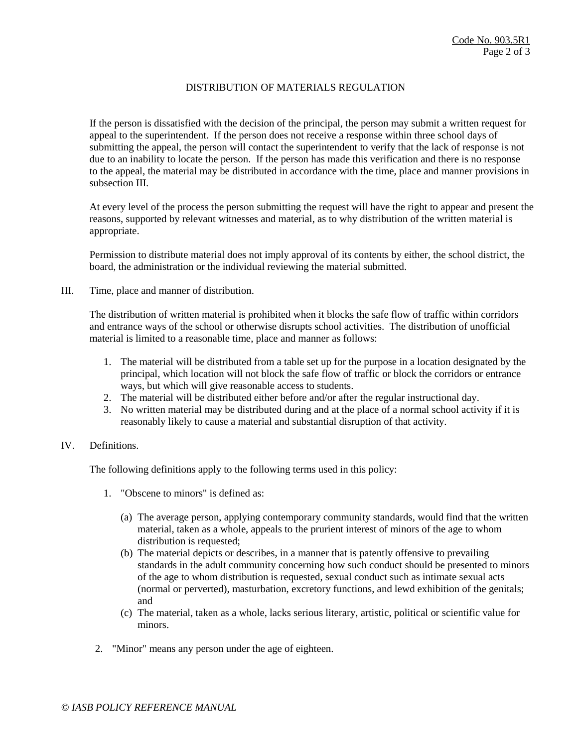DISTRIBUTION OF MATERIALS REGULATION

If the person is dissatisfied with the decision of the principal, the person may submit a written request for appeal to the superintendent. If the person does not receive a response within three school days of submitting the appeal, the person will contact the superintendent to verify that the lack of response is not due to an inability to locate the person. If the person has made this verification and there is no response to the appeal, the material may be distributed in accordance with the time, place and manner provisions in subsection III.

At every level of the process the person submitting the request will have the right to appear and present the reasons, supported by relevant witnesses and material, as to why distribution of the written material is appropriate.

Permission to distribute material does not imply approval of its contents by either, the school district, the board, the administration or the individual reviewing the material submitted.

III. Time, place and manner of distribution.

The distribution of written material is prohibited when it blocks the safe flow of traffic within corridors and entrance ways of the school or otherwise disrupts school activities. The distribution of unofficial material is limited to a reasonable time, place and manner as follows:

1. The material will be distributed from a table set up for the purpose in a location designated by the principal, which location will not block the safe flow of traffic or block the corridors or entrance ways, but which will give reasonable access to students.
2. The material will be distributed either before and/or after the regular instructional day.
3. No written material may be distributed during and at the place of a normal school activity if it is reasonably likely to cause a material and substantial disruption of that activity.

IV. Definitions.

The following definitions apply to the following terms used in this policy:

1. "Obscene to minors" is defined as:

   (a) The average person, applying contemporary community standards, would find that the written material, taken as a whole, appeals to the prurient interest of minors of the age to whom distribution is requested;
   (b) The material depicts or describes, in a manner that is patently offensive to prevailing standards in the adult community concerning how such conduct should be presented to minors of the age to whom distribution is requested, sexual conduct such as intimate sexual acts (normal or perverted), masturbation, excretory functions, and lewd exhibition of the genitals; and
   (c) The material, taken as a whole, lacks serious literary, artistic, political or scientific value for minors.

2. "Minor" means any person under the age of eighteen.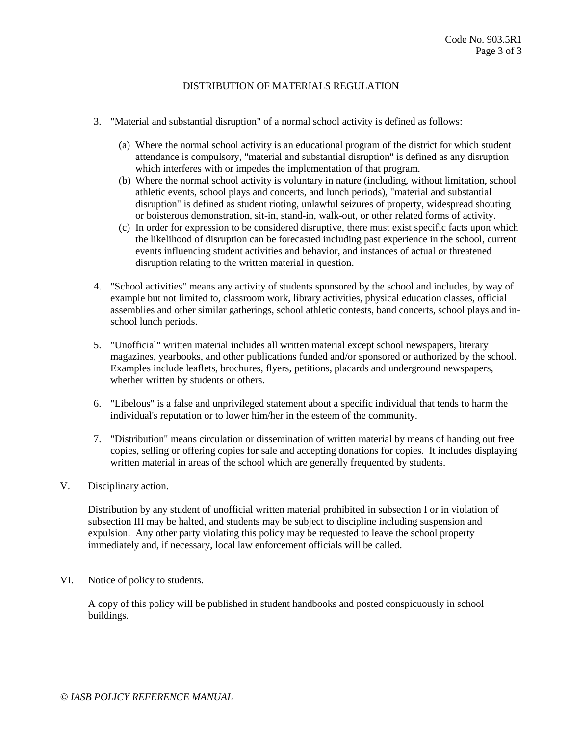DISTRIBUTION OF MATERIALS REGULATION

3. "Material and substantial disruption" of a normal school activity is defined as follows:

   (a) Where the normal school activity is an educational program of the district for which student attendance is compulsory, "material and substantial disruption" is defined as any disruption which interferes with or impedes the implementation of that program.
   (b) Where the normal school activity is voluntary in nature (including, without limitation, school athletic events, school plays and concerts, and lunch periods), "material and substantial disruption" is defined as student rioting, unlawful seizures of property, widespread shouting or boisterous demonstration, sit-in, stand-in, walk-out, or other related forms of activity.
   (c) In order for expression to be considered disruptive, there must exist specific facts upon which the likelihood of disruption can be forecasted including past experience in the school, current events influencing student activities and behavior, and instances of actual or threatened disruption relating to the written material in question.

4. "School activities" means any activity of students sponsored by the school and includes, by way of example but not limited to, classroom work, library activities, physical education classes, official assemblies and other similar gatherings, school athletic contests, band concerts, school plays and in-school lunch periods.

5. "Unofficial" written material includes all written material except school newspapers, literary magazines, yearbooks, and other publications funded and/or sponsored or authorized by the school. Examples include leaflets, brochures, flyers, petitions, placards and underground newspapers, whether written by students or others.

6. "Libelous" is a false and unprivileged statement about a specific individual that tends to harm the individual's reputation or to lower him/her in the esteem of the community.

7. "Distribution" means circulation or dissemination of written material by means of handing out free copies, selling or offering copies for sale and accepting donations for copies. It includes displaying written material in areas of the school which are generally frequented by students.

V. Disciplinary action.

Distribution by any student of unofficial written material prohibited in subsection I or in violation of subsection III may be halted, and students may be subject to discipline including suspension and expulsion. Any other party violating this policy may be requested to leave the school property immediately and, if necessary, local law enforcement officials will be called.

VI. Notice of policy to students.

A copy of this policy will be published in student handbooks and posted conspicuously in school buildings.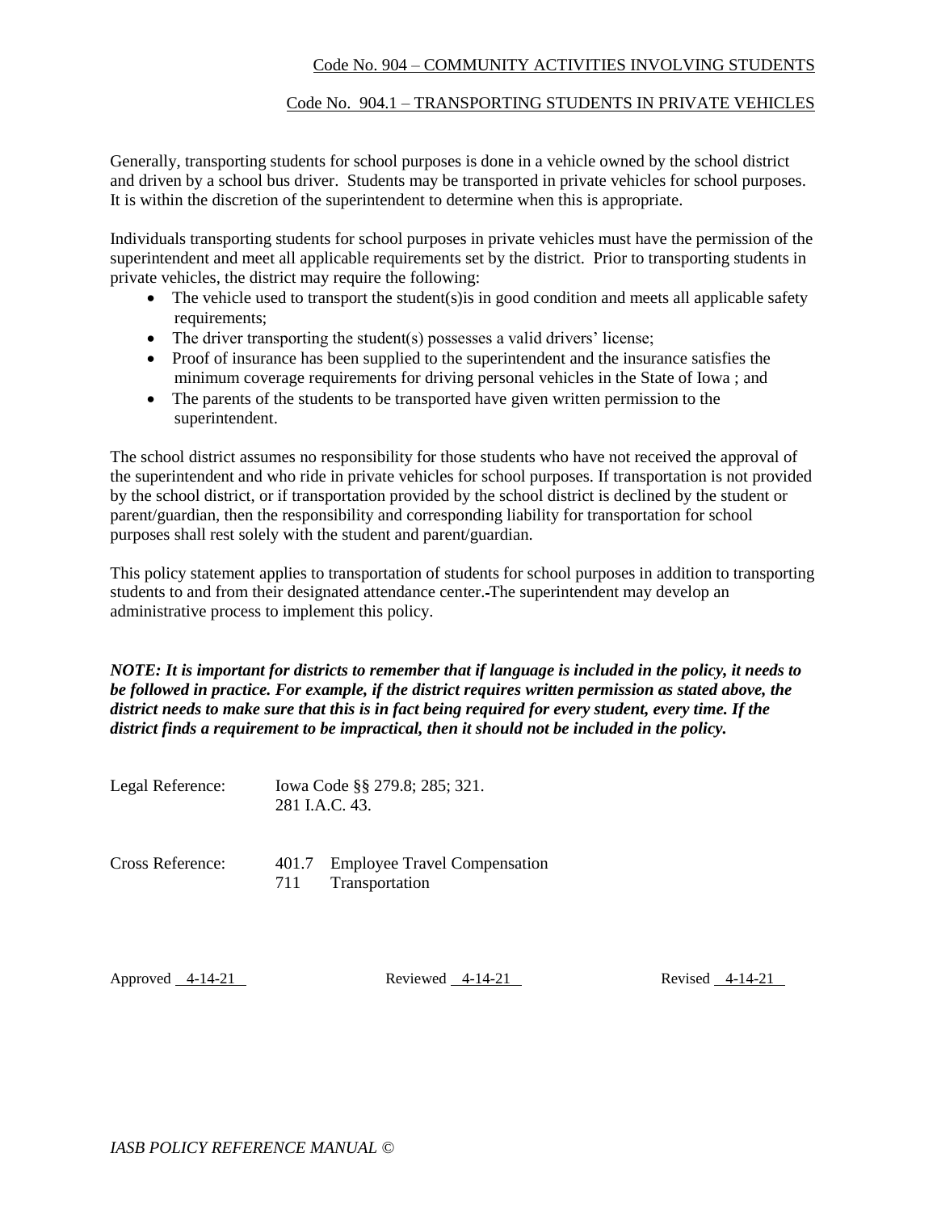Code No. 904 – COMMUNITY ACTIVITIES INVOLVING STUDENTS

## Code No. 904.1 – TRANSPORTING STUDENTS IN PRIVATE VEHICLES

Generally, transporting students for school purposes is done in a vehicle owned by the school district and driven by a school bus driver. Students may be transported in private vehicles for school purposes. It is within the discretion of the superintendent to determine when this is appropriate.

Individuals transporting students for school purposes in private vehicles must have the permission of the superintendent and meet all applicable requirements set by the district. Prior to transporting students in private vehicles, the district may require the following:

- The vehicle used to transport the student(s)is in good condition and meets all applicable safety requirements;
- The driver transporting the student(s) possesses a valid drivers' license;
- Proof of insurance has been supplied to the superintendent and the insurance satisfies the minimum coverage requirements for driving personal vehicles in the State of Iowa ; and
- The parents of the students to be transported have given written permission to the superintendent.

The school district assumes no responsibility for those students who have not received the approval of the superintendent and who ride in private vehicles for school purposes. If transportation is not provided by the school district, or if transportation provided by the school district is declined by the student or parent/guardian, then the responsibility and corresponding liability for transportation for school purposes shall rest solely with the student and parent/guardian.

This policy statement applies to transportation of students for school purposes in addition to transporting students to and from their designated attendance center. The superintendent may develop an administrative process to implement this policy.

***NOTE: It is important for districts to remember that if language is included in the policy, it needs to be followed in practice. For example, if the district requires written permission as stated above, the district needs to make sure that this is in fact being required for every student, every time. If the district finds a requirement to be impractical, then it should not be included in the policy.***

Legal Reference: Iowa Code §§ 279.8; 285; 321.
281 I.A.C. 43.

Cross Reference: 401.7 Employee Travel Compensation
711 Transportation

Approved 4-14-21 Reviewed 4-14-21 Revised 4-14-21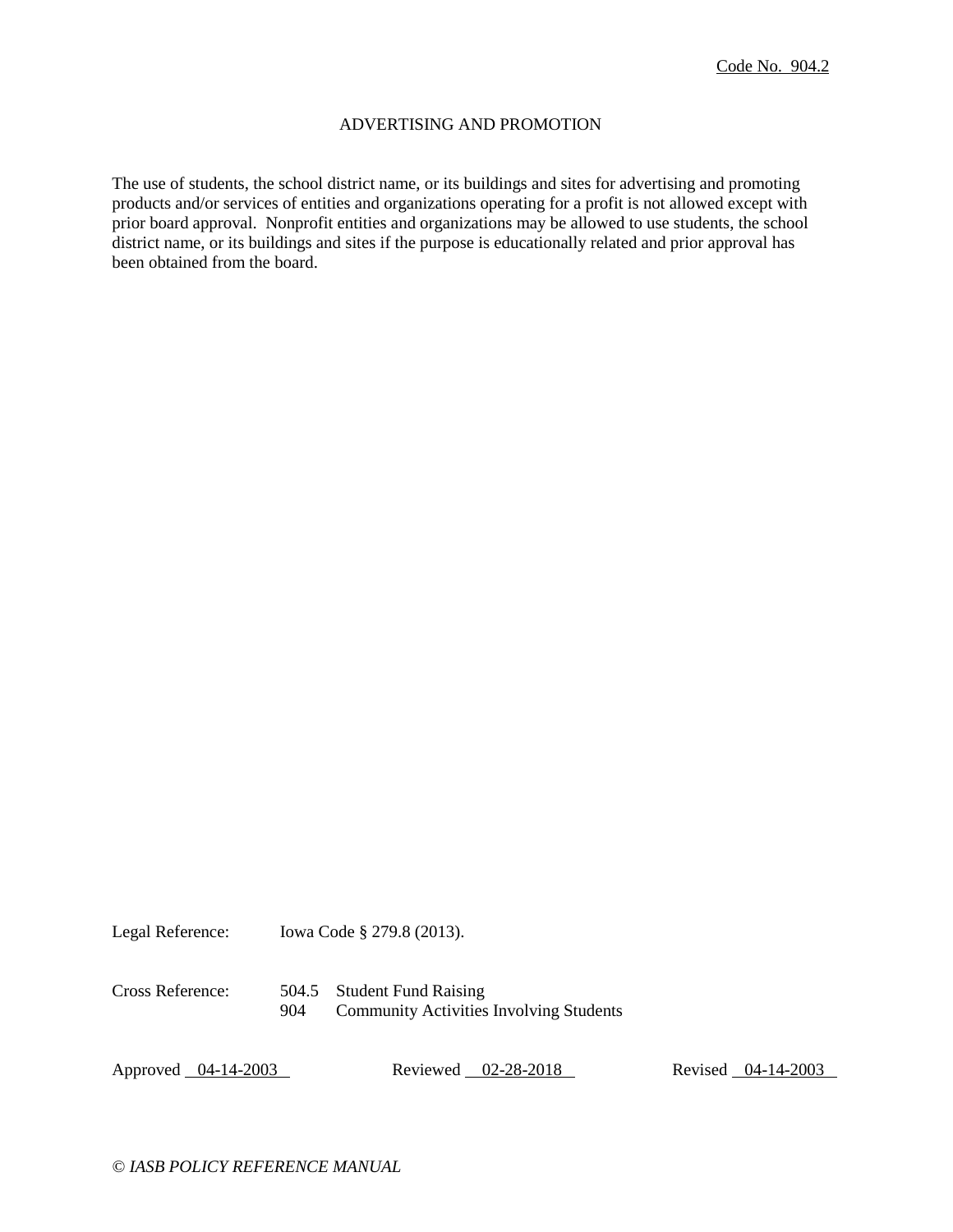Code No. 904.2

# ADVERTISING AND PROMOTION

The use of students, the school district name, or its buildings and sites for advertising and promoting products and/or services of entities and organizations operating for a profit is not allowed except with prior board approval. Nonprofit entities and organizations may be allowed to use students, the school district name, or its buildings and sites if the purpose is educationally related and prior approval has been obtained from the board.

Legal Reference: Iowa Code § 279.8 (2013).

Cross Reference:
- 504.5 Student Fund Raising
- 904 Community Activities Involving Students

Approved 04-14-2003 Reviewed 02-28-2018 Revised 04-14-2003

*© IASB POLICY REFERENCE MANUAL*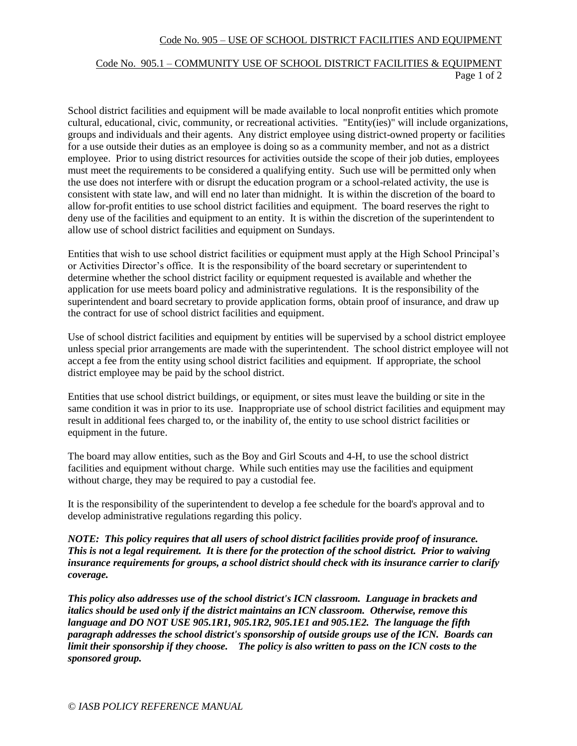Code No. 905 – USE OF SCHOOL DISTRICT FACILITIES AND EQUIPMENT

Code No. 905.1 – COMMUNITY USE OF SCHOOL DISTRICT FACILITIES & EQUIPMENT

School district facilities and equipment will be made available to local nonprofit entities which promote cultural, educational, civic, community, or recreational activities. "Entity(ies)" will include organizations, groups and individuals and their agents. Any district employee using district-owned property or facilities for a use outside their duties as an employee is doing so as a community member, and not as a district employee. Prior to using district resources for activities outside the scope of their job duties, employees must meet the requirements to be considered a qualifying entity. Such use will be permitted only when the use does not interfere with or disrupt the education program or a school-related activity, the use is consistent with state law, and will end no later than midnight. It is within the discretion of the board to allow for-profit entities to use school district facilities and equipment. The board reserves the right to deny use of the facilities and equipment to an entity. It is within the discretion of the superintendent to allow use of school district facilities and equipment on Sundays.

Entities that wish to use school district facilities or equipment must apply at the High School Principal's or Activities Director's office. It is the responsibility of the board secretary or superintendent to determine whether the school district facility or equipment requested is available and whether the application for use meets board policy and administrative regulations. It is the responsibility of the superintendent and board secretary to provide application forms, obtain proof of insurance, and draw up the contract for use of school district facilities and equipment.

Use of school district facilities and equipment by entities will be supervised by a school district employee unless special prior arrangements are made with the superintendent. The school district employee will not accept a fee from the entity using school district facilities and equipment. If appropriate, the school district employee may be paid by the school district.

Entities that use school district buildings, or equipment, or sites must leave the building or site in the same condition it was in prior to its use. Inappropriate use of school district facilities and equipment may result in additional fees charged to, or the inability of, the entity to use school district facilities or equipment in the future.

The board may allow entities, such as the Boy and Girl Scouts and 4-H, to use the school district facilities and equipment without charge. While such entities may use the facilities and equipment without charge, they may be required to pay a custodial fee.

It is the responsibility of the superintendent to develop a fee schedule for the board's approval and to develop administrative regulations regarding this policy.

***NOTE: This policy requires that all users of school district facilities provide proof of insurance. This is not a legal requirement. It is there for the protection of the school district. Prior to waiving insurance requirements for groups, a school district should check with its insurance carrier to clarify coverage.***

***This policy also addresses use of the school district's ICN classroom. Language in brackets and italics should be used only if the district maintains an ICN classroom. Otherwise, remove this language and DO NOT USE 905.1R1, 905.1R2, 905.1E1 and 905.1E2. The language the fifth paragraph addresses the school district's sponsorship of outside groups use of the ICN. Boards can limit their sponsorship if they choose. The policy is also written to pass on the ICN costs to the sponsored group.***

*© IASB POLICY REFERENCE MANUAL*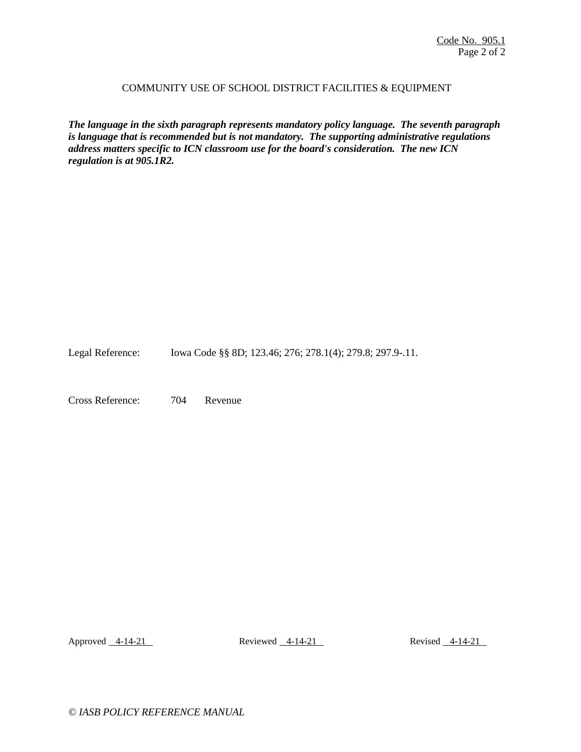COMMUNITY USE OF SCHOOL DISTRICT FACILITIES & EQUIPMENT

***The language in the sixth paragraph represents mandatory policy language. The seventh paragraph is language that is recommended but is not mandatory. The supporting administrative regulations address matters specific to ICN classroom use for the board's consideration. The new ICN regulation is at 905.1R2.***

Legal Reference: Iowa Code §§ 8D; 123.46; 276; 278.1(4); 279.8; 297.9-.11.

Cross Reference: 704 Revenue

Approved 4-14-21 Reviewed 4-14-21 Revised 4-14-21

*© IASB POLICY REFERENCE MANUAL*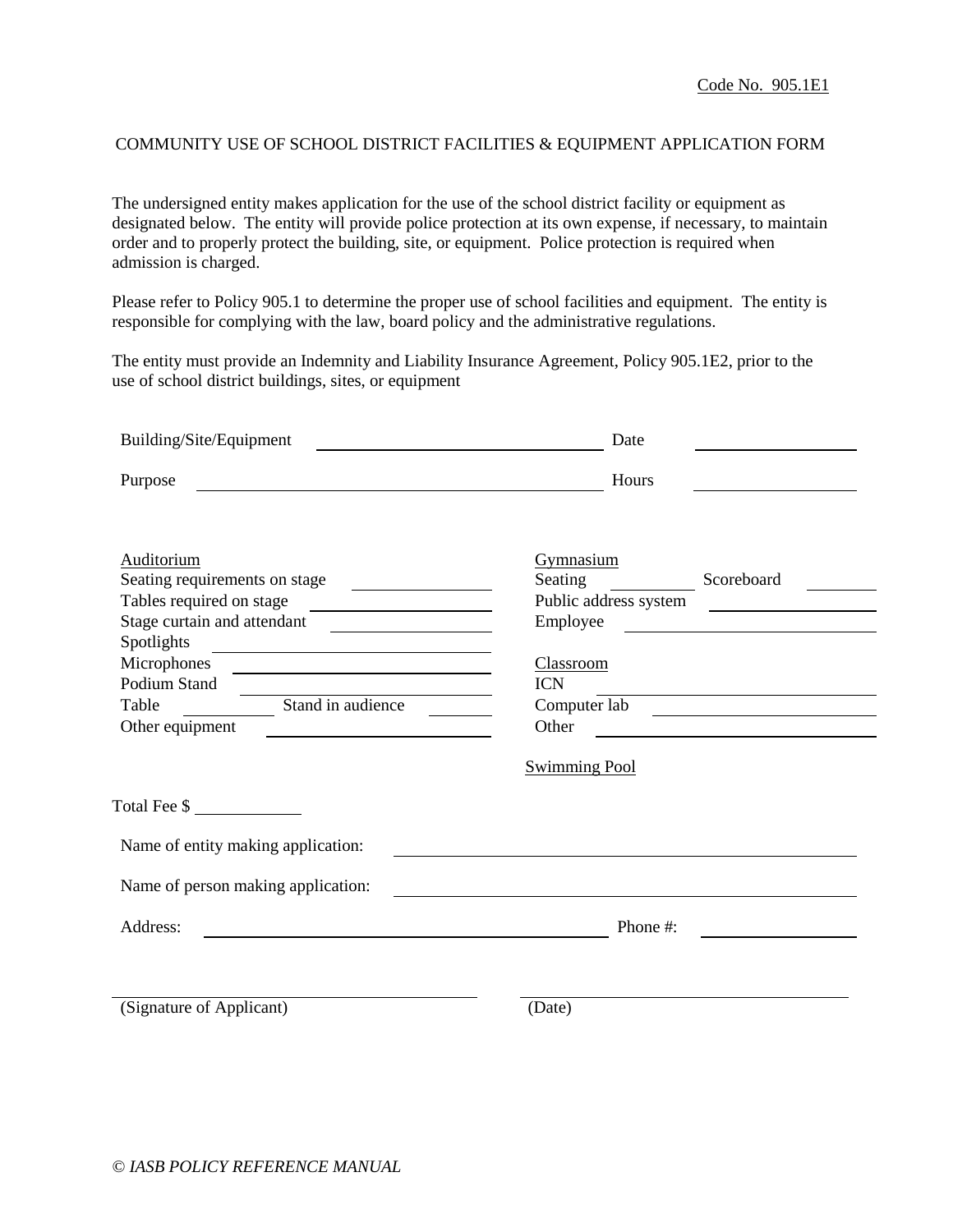Code No. 905.1E1

## COMMUNITY USE OF SCHOOL DISTRICT FACILITIES & EQUIPMENT APPLICATION FORM

The undersigned entity makes application for the use of the school district facility or equipment as designated below. The entity will provide police protection at its own expense, if necessary, to maintain order and to properly protect the building, site, or equipment. Police protection is required when admission is charged.

Please refer to Policy 905.1 to determine the proper use of school facilities and equipment. The entity is responsible for complying with the law, board policy and the administrative regulations.

The entity must provide an Indemnity and Liability Insurance Agreement, Policy 905.1E2, prior to the use of school district buildings, sites, or equipment

Building/Site/Equipment ______________________ Date ____________

Purpose ______________________ Hours ____________

Auditorium

Seating requirements on stage ____________

Tables required on stage ____________

Stage curtain and attendant ____________

Spotlights ____________

Microphones ____________

Podium Stand ____________

Table ________ Stand in audience ________

Other equipment ____________

Gymnasium

Seating ________ Scoreboard ________

Public address system ____________

Employee ____________

Classroom

ICN ____________

Computer lab ____________

Other ____________

Swimming Pool

Total Fee $ __________

Name of entity making application: ______________________

Name of person making application: ______________________

Address: ______________________ Phone #: ____________

______________________ (Signature of Applicant)

______________________ (Date)

*© IASB POLICY REFERENCE MANUAL*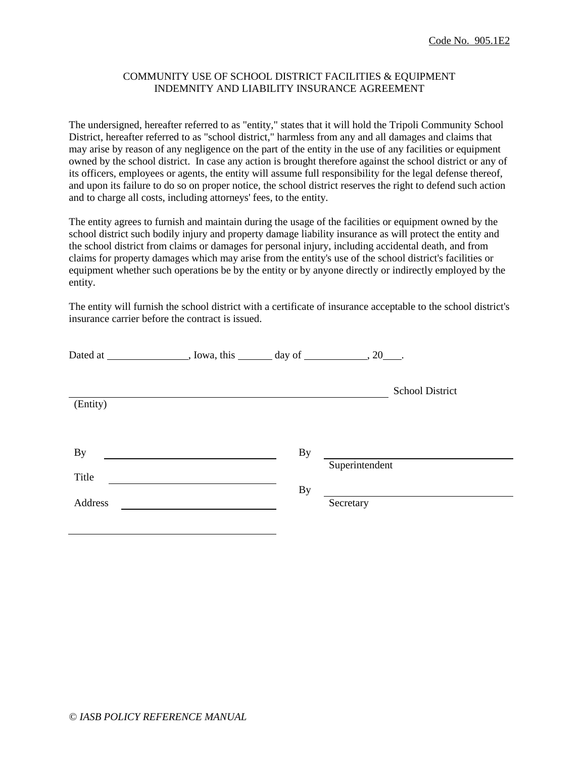Code No. 905.1E2

COMMUNITY USE OF SCHOOL DISTRICT FACILITIES & EQUIPMENT
INDEMNITY AND LIABILITY INSURANCE AGREEMENT

The undersigned, hereafter referred to as "entity," states that it will hold the Tripoli Community School District, hereafter referred to as "school district," harmless from any and all damages and claims that may arise by reason of any negligence on the part of the entity in the use of any facilities or equipment owned by the school district. In case any action is brought therefore against the school district or any of its officers, employees or agents, the entity will assume full responsibility for the legal defense thereof, and upon its failure to do so on proper notice, the school district reserves the right to defend such action and to charge all costs, including attorneys' fees, to the entity.

The entity agrees to furnish and maintain during the usage of the facilities or equipment owned by the school district such bodily injury and property damage liability insurance as will protect the entity and the school district from claims or damages for personal injury, including accidental death, and from claims for property damages which may arise from the entity's use of the school district's facilities or equipment whether such operations be by the entity or by anyone directly or indirectly employed by the entity.

The entity will furnish the school district with a certificate of insurance acceptable to the school district's insurance carrier before the contract is issued.

Dated at _______________, Iowa, this ______ day of ____________, 20___.

_____________________________________________ School District
(Entity)

By _______________________________ By _______________________________
Superintendent

Title _______________________________

By _______________________________
Secretary

Address _______________________________

_______________________________

*© IASB POLICY REFERENCE MANUAL*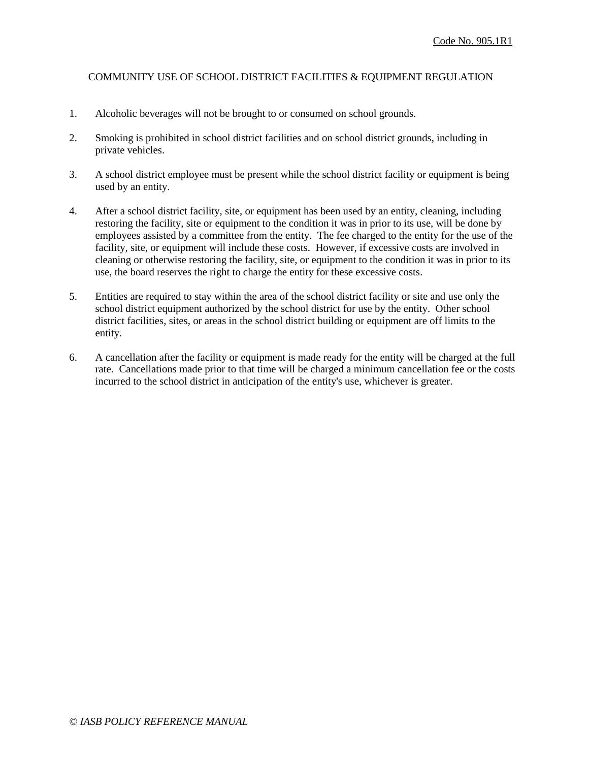Code No. 905.1R1

# COMMUNITY USE OF SCHOOL DISTRICT FACILITIES & EQUIPMENT REGULATION

1. Alcoholic beverages will not be brought to or consumed on school grounds.

2. Smoking is prohibited in school district facilities and on school district grounds, including in private vehicles.

3. A school district employee must be present while the school district facility or equipment is being used by an entity.

4. After a school district facility, site, or equipment has been used by an entity, cleaning, including restoring the facility, site or equipment to the condition it was in prior to its use, will be done by employees assisted by a committee from the entity. The fee charged to the entity for the use of the facility, site, or equipment will include these costs. However, if excessive costs are involved in cleaning or otherwise restoring the facility, site, or equipment to the condition it was in prior to its use, the board reserves the right to charge the entity for these excessive costs.

5. Entities are required to stay within the area of the school district facility or site and use only the school district equipment authorized by the school district for use by the entity. Other school district facilities, sites, or areas in the school district building or equipment are off limits to the entity.

6. A cancellation after the facility or equipment is made ready for the entity will be charged at the full rate. Cancellations made prior to that time will be charged a minimum cancellation fee or the costs incurred to the school district in anticipation of the entity's use, whichever is greater.

*© IASB POLICY REFERENCE MANUAL*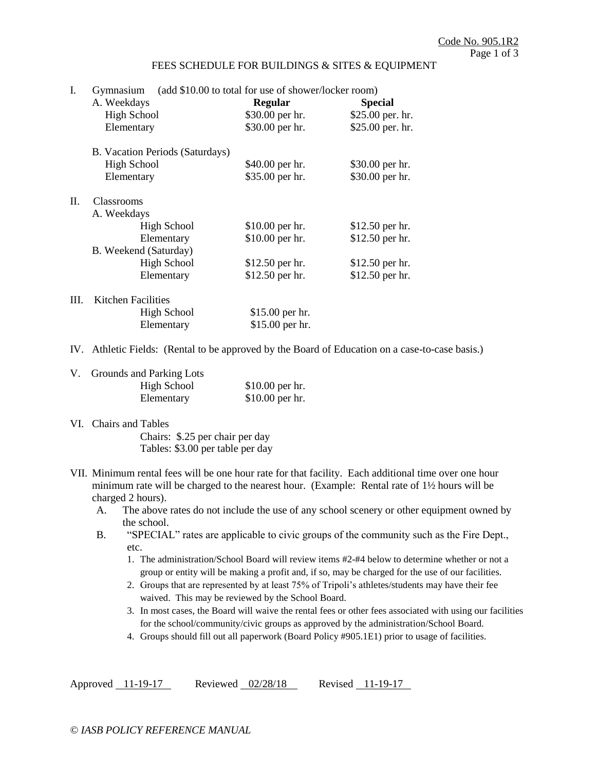Code No. 905.1R2

# FEES SCHEDULE FOR BUILDINGS & SITES & EQUIPMENT

I. Gymnasium (add $10.00 to total for use of shower/locker room)

| | Regular | Special |
|---|---|---|
| A. Weekdays | | |
| High School | $30.00 per hr. | $25.00 per. hr. |
| Elementary | $30.00 per hr. | $25.00 per. hr. |
| B. Vacation Periods (Saturdays) | | |
| High School | $40.00 per hr. | $30.00 per hr. |
| Elementary | $35.00 per hr. | $30.00 per hr. |

II. Classrooms

| | | |
|---|---|---|
| A. Weekdays | | |
| High School | $10.00 per hr. | $12.50 per hr. |
| Elementary | $10.00 per hr. | $12.50 per hr. |
| B. Weekend (Saturday) | | |
| High School | $12.50 per hr. | $12.50 per hr. |
| Elementary | $12.50 per hr. | $12.50 per hr. |

III. Kitchen Facilities

| | |
|---|---|
| High School | $15.00 per hr. |
| Elementary | $15.00 per hr. |

IV. Athletic Fields: (Rental to be approved by the Board of Education on a case-to-case basis.)

V. Grounds and Parking Lots

| | |
|---|---|
| High School | $10.00 per hr. |
| Elementary | $10.00 per hr. |

VI. Chairs and Tables

Chairs: $.25 per chair per day
Tables: $3.00 per table per day

VII. Minimum rental fees will be one hour rate for that facility. Each additional time over one hour minimum rate will be charged to the nearest hour. (Example: Rental rate of 1½ hours will be charged 2 hours).

A. The above rates do not include the use of any school scenery or other equipment owned by the school.

B. "SPECIAL" rates are applicable to civic groups of the community such as the Fire Dept., etc.

1. The administration/School Board will review items #2-#4 below to determine whether or not a group or entity will be making a profit and, if so, may be charged for the use of our facilities.
2. Groups that are represented by at least 75% of Tripoli's athletes/students may have their fee waived. This may be reviewed by the School Board.
3. In most cases, the Board will waive the rental fees or other fees associated with using our facilities for the school/community/civic groups as approved by the administration/School Board.
4. Groups should fill out all paperwork (Board Policy #905.1E1) prior to usage of facilities.

Approved 11-19-17 Reviewed 02/28/18 Revised 11-19-17

© *IASB POLICY REFERENCE MANUAL*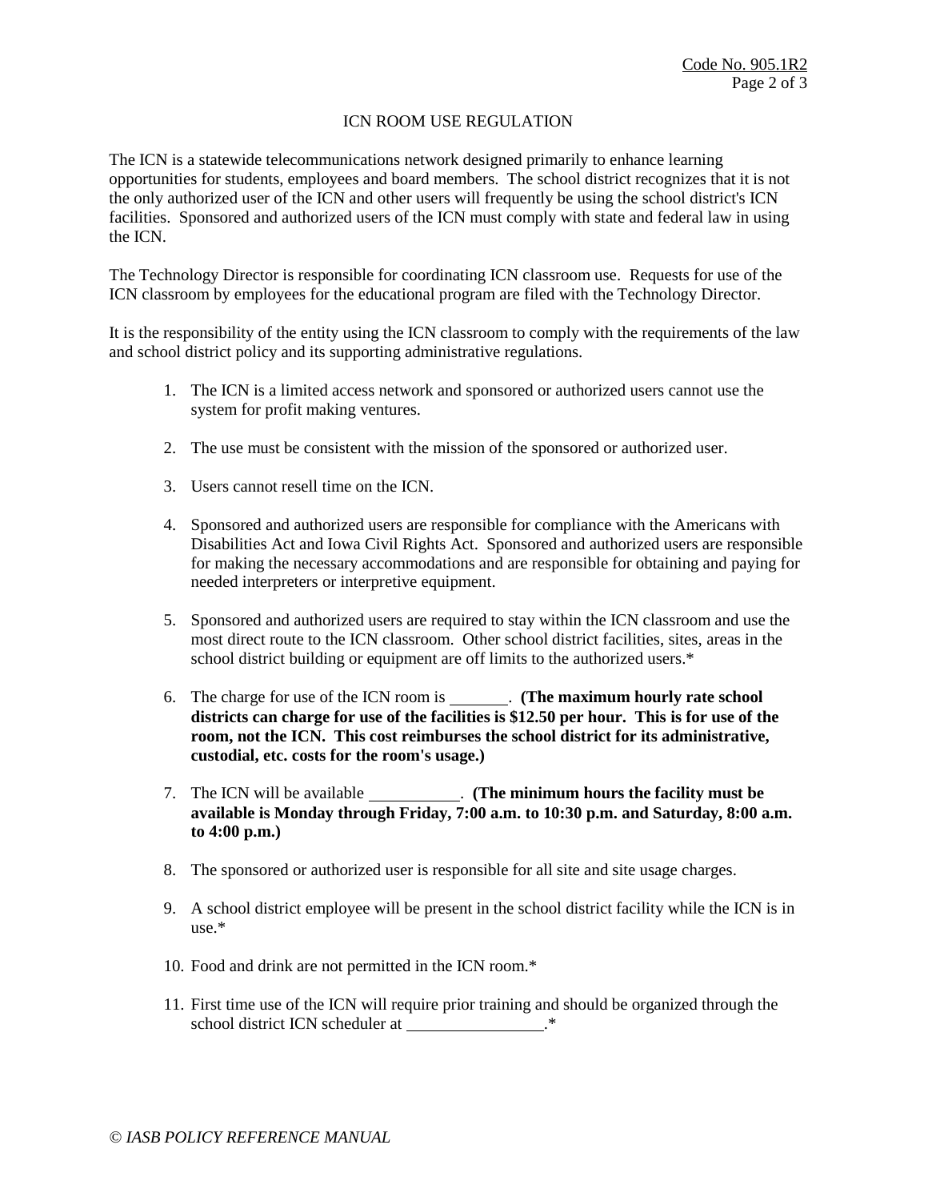## ICN ROOM USE REGULATION

The ICN is a statewide telecommunications network designed primarily to enhance learning opportunities for students, employees and board members. The school district recognizes that it is not the only authorized user of the ICN and other users will frequently be using the school district's ICN facilities. Sponsored and authorized users of the ICN must comply with state and federal law in using the ICN.

The Technology Director is responsible for coordinating ICN classroom use. Requests for use of the ICN classroom by employees for the educational program are filed with the Technology Director.

It is the responsibility of the entity using the ICN classroom to comply with the requirements of the law and school district policy and its supporting administrative regulations.

1. The ICN is a limited access network and sponsored or authorized users cannot use the system for profit making ventures.
2. The use must be consistent with the mission of the sponsored or authorized user.
3. Users cannot resell time on the ICN.
4. Sponsored and authorized users are responsible for compliance with the Americans with Disabilities Act and Iowa Civil Rights Act. Sponsored and authorized users are responsible for making the necessary accommodations and are responsible for obtaining and paying for needed interpreters or interpretive equipment.
5. Sponsored and authorized users are required to stay within the ICN classroom and use the most direct route to the ICN classroom. Other school district facilities, sites, areas in the school district building or equipment are off limits to the authorized users.*
6. The charge for use of the ICN room is \_\_\_\_\_\_\_. **(The maximum hourly rate school districts can charge for use of the facilities is $12.50 per hour. This is for use of the room, not the ICN. This cost reimburses the school district for its administrative, custodial, etc. costs for the room's usage.)**
7. The ICN will be available \_\_\_\_\_\_\_\_\_\_\_. **(The minimum hours the facility must be available is Monday through Friday, 7:00 a.m. to 10:30 p.m. and Saturday, 8:00 a.m. to 4:00 p.m.)**
8. The sponsored or authorized user is responsible for all site and site usage charges.
9. A school district employee will be present in the school district facility while the ICN is in use.*
10. Food and drink are not permitted in the ICN room.*
11. First time use of the ICN will require prior training and should be organized through the school district ICN scheduler at \_\_\_\_\_\_\_\_\_\_\_\_\_\_\_\_.*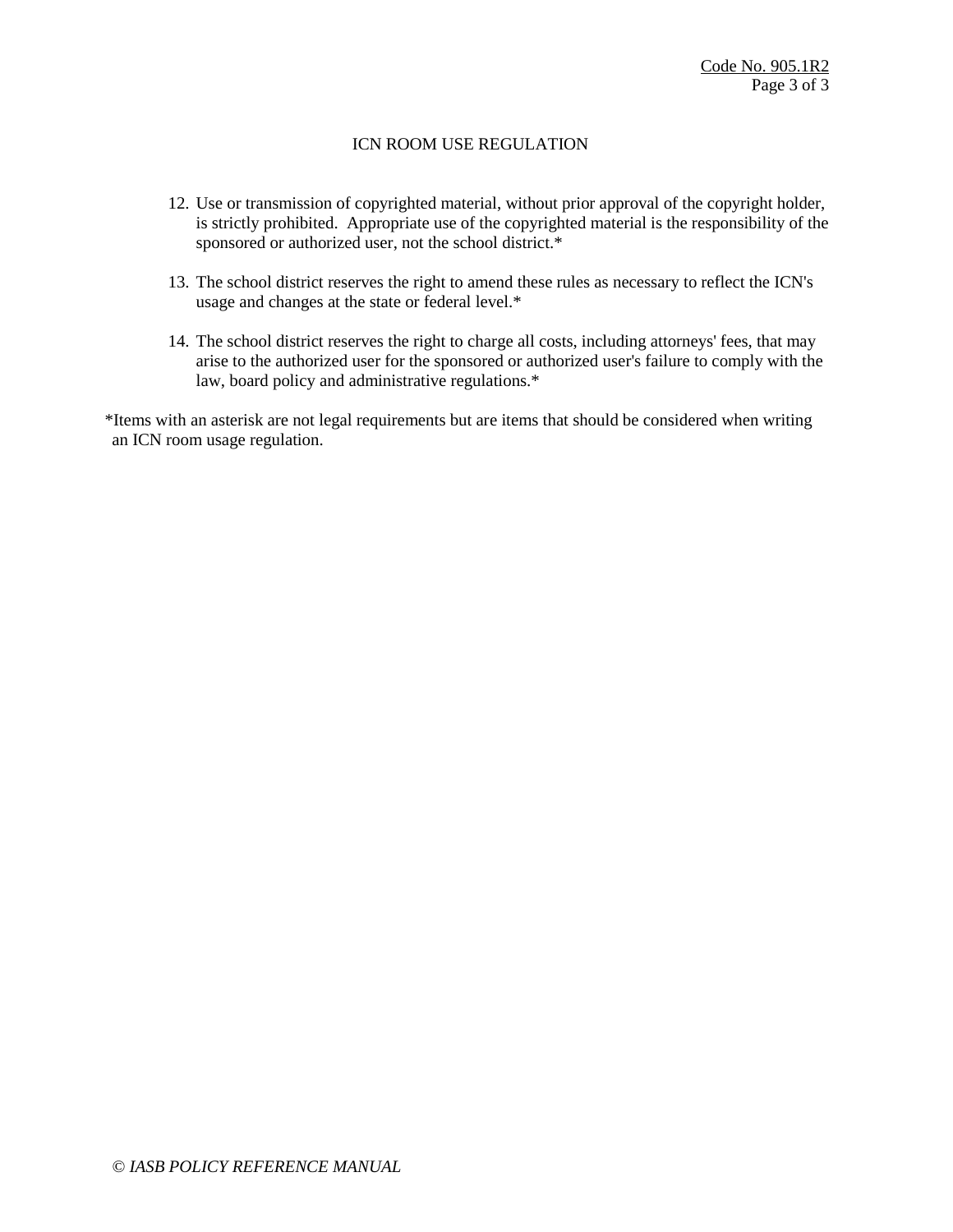# ICN ROOM USE REGULATION

12. Use or transmission of copyrighted material, without prior approval of the copyright holder, is strictly prohibited. Appropriate use of the copyrighted material is the responsibility of the sponsored or authorized user, not the school district.*

13. The school district reserves the right to amend these rules as necessary to reflect the ICN's usage and changes at the state or federal level.*

14. The school district reserves the right to charge all costs, including attorneys' fees, that may arise to the authorized user for the sponsored or authorized user's failure to comply with the law, board policy and administrative regulations.*

*Items with an asterisk are not legal requirements but are items that should be considered when writing an ICN room usage regulation.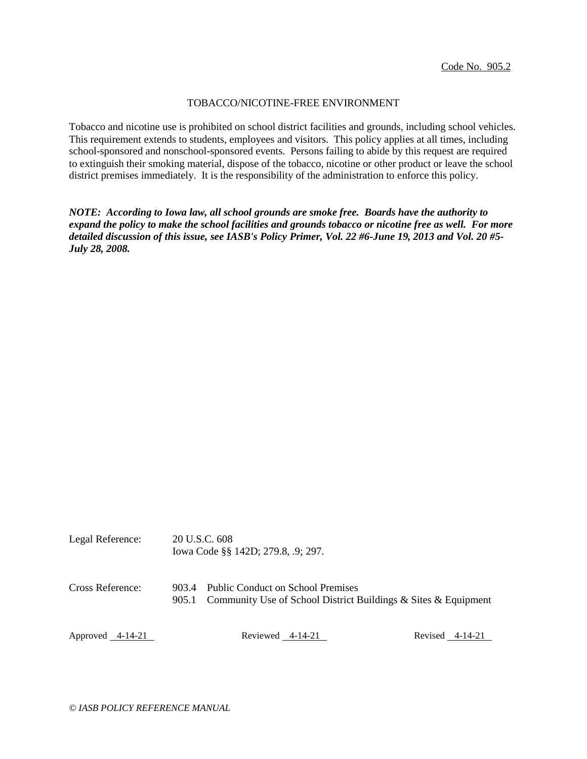Code No. 905.2

# TOBACCO/NICOTINE-FREE ENVIRONMENT

Tobacco and nicotine use is prohibited on school district facilities and grounds, including school vehicles. This requirement extends to students, employees and visitors. This policy applies at all times, including school-sponsored and nonschool-sponsored events. Persons failing to abide by this request are required to extinguish their smoking material, dispose of the tobacco, nicotine or other product or leave the school district premises immediately. It is the responsibility of the administration to enforce this policy.

***NOTE: According to Iowa law, all school grounds are smoke free. Boards have the authority to expand the policy to make the school facilities and grounds tobacco or nicotine free as well. For more detailed discussion of this issue, see IASB's Policy Primer, Vol. 22 #6-June 19, 2013 and Vol. 20 #5-July 28, 2008.***

Legal Reference: 20 U.S.C. 608
Iowa Code §§ 142D; 279.8, .9; 297.

Cross Reference: 903.4 Public Conduct on School Premises
905.1 Community Use of School District Buildings & Sites & Equipment

Approved 4-14-21 Reviewed 4-14-21 Revised 4-14-21

*© IASB POLICY REFERENCE MANUAL*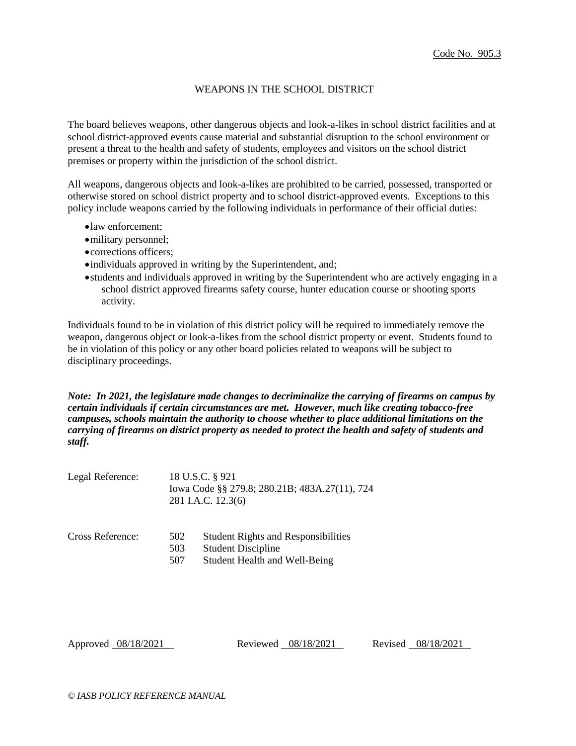Code No. 905.3

# WEAPONS IN THE SCHOOL DISTRICT

The board believes weapons, other dangerous objects and look-a-likes in school district facilities and at school district-approved events cause material and substantial disruption to the school environment or present a threat to the health and safety of students, employees and visitors on the school district premises or property within the jurisdiction of the school district.

All weapons, dangerous objects and look-a-likes are prohibited to be carried, possessed, transported or otherwise stored on school district property and to school district-approved events. Exceptions to this policy include weapons carried by the following individuals in performance of their official duties:

- law enforcement;
- military personnel;
- corrections officers;
- individuals approved in writing by the Superintendent, and;
- students and individuals approved in writing by the Superintendent who are actively engaging in a school district approved firearms safety course, hunter education course or shooting sports activity.

Individuals found to be in violation of this district policy will be required to immediately remove the weapon, dangerous object or look-a-likes from the school district property or event. Students found to be in violation of this policy or any other board policies related to weapons will be subject to disciplinary proceedings.

***Note: In 2021, the legislature made changes to decriminalize the carrying of firearms on campus by certain individuals if certain circumstances are met. However, much like creating tobacco-free campuses, schools maintain the authority to choose whether to place additional limitations on the carrying of firearms on district property as needed to protect the health and safety of students and staff.***

Legal Reference: 18 U.S.C. § 921
Iowa Code §§ 279.8; 280.21B; 483A.27(11), 724
281 I.A.C. 12.3(6)

Cross Reference:
502 Student Rights and Responsibilities
503 Student Discipline
507 Student Health and Well-Being

Approved 08/18/2021 Reviewed 08/18/2021 Revised 08/18/2021

*© IASB POLICY REFERENCE MANUAL*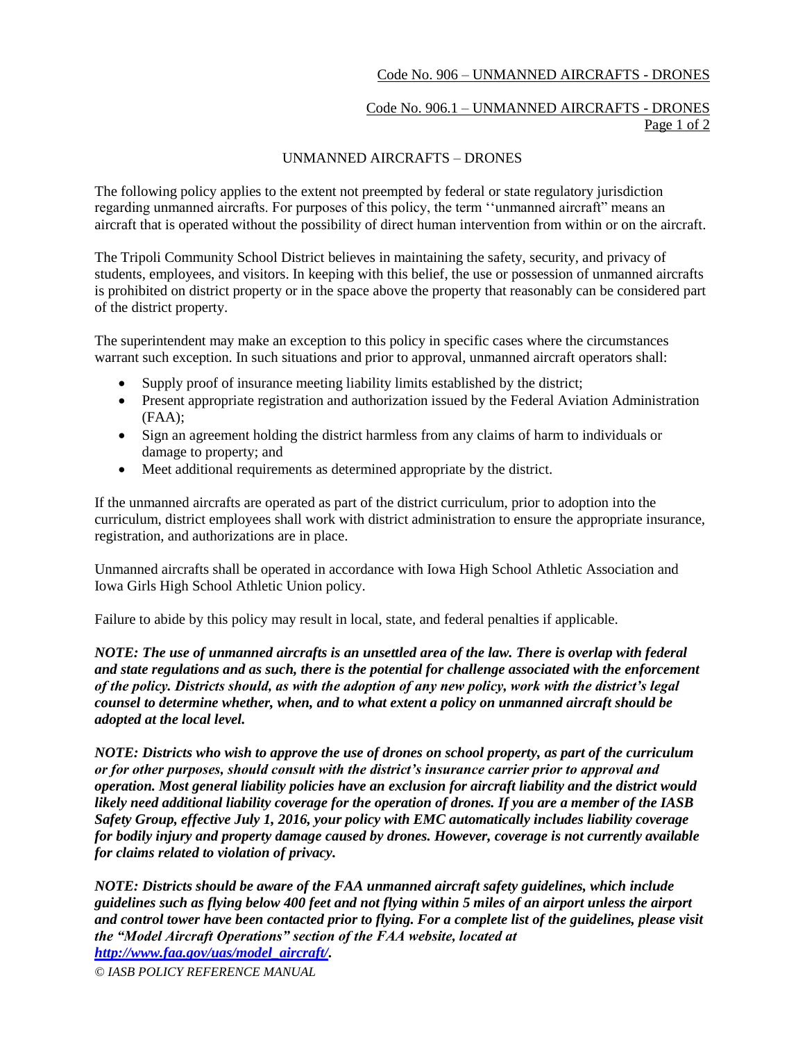Code No. 906 – UNMANNED AIRCRAFTS - DRONES

Code No. 906.1 – UNMANNED AIRCRAFTS - DRONES

# UNMANNED AIRCRAFTS – DRONES

The following policy applies to the extent not preempted by federal or state regulatory jurisdiction regarding unmanned aircrafts. For purposes of this policy, the term ''unmanned aircraft" means an aircraft that is operated without the possibility of direct human intervention from within or on the aircraft.

The Tripoli Community School District believes in maintaining the safety, security, and privacy of students, employees, and visitors. In keeping with this belief, the use or possession of unmanned aircrafts is prohibited on district property or in the space above the property that reasonably can be considered part of the district property.

The superintendent may make an exception to this policy in specific cases where the circumstances warrant such exception. In such situations and prior to approval, unmanned aircraft operators shall:

- Supply proof of insurance meeting liability limits established by the district;
- Present appropriate registration and authorization issued by the Federal Aviation Administration (FAA);
- Sign an agreement holding the district harmless from any claims of harm to individuals or damage to property; and
- Meet additional requirements as determined appropriate by the district.

If the unmanned aircrafts are operated as part of the district curriculum, prior to adoption into the curriculum, district employees shall work with district administration to ensure the appropriate insurance, registration, and authorizations are in place.

Unmanned aircrafts shall be operated in accordance with Iowa High School Athletic Association and Iowa Girls High School Athletic Union policy.

Failure to abide by this policy may result in local, state, and federal penalties if applicable.

***NOTE: The use of unmanned aircrafts is an unsettled area of the law. There is overlap with federal and state regulations and as such, there is the potential for challenge associated with the enforcement of the policy. Districts should, as with the adoption of any new policy, work with the district's legal counsel to determine whether, when, and to what extent a policy on unmanned aircraft should be adopted at the local level.***

***NOTE: Districts who wish to approve the use of drones on school property, as part of the curriculum or for other purposes, should consult with the district's insurance carrier prior to approval and operation. Most general liability policies have an exclusion for aircraft liability and the district would likely need additional liability coverage for the operation of drones. If you are a member of the IASB Safety Group, effective July 1, 2016, your policy with EMC automatically includes liability coverage for bodily injury and property damage caused by drones. However, coverage is not currently available for claims related to violation of privacy.***

***NOTE: Districts should be aware of the FAA unmanned aircraft safety guidelines, which include guidelines such as flying below 400 feet and not flying within 5 miles of an airport unless the airport and control tower have been contacted prior to flying. For a complete list of the guidelines, please visit the "Model Aircraft Operations" section of the FAA website, located at [http://www.faa.gov/uas/model_aircraft/](http://www.faa.gov/uas/model_aircraft/).***

*© IASB POLICY REFERENCE MANUAL*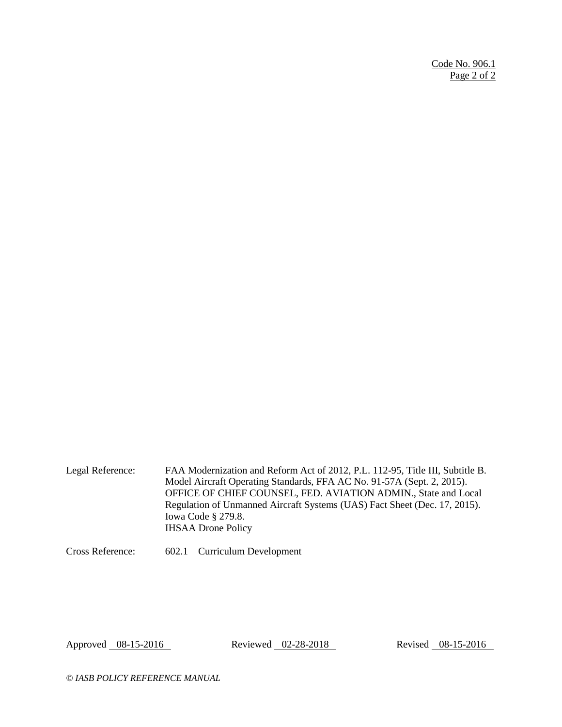Legal Reference: FAA Modernization and Reform Act of 2012, P.L. 112-95, Title III, Subtitle B.
Model Aircraft Operating Standards, FFA AC No. 91-57A (Sept. 2, 2015).
OFFICE OF CHIEF COUNSEL, FED. AVIATION ADMIN., State and Local Regulation of Unmanned Aircraft Systems (UAS) Fact Sheet (Dec. 17, 2015).
Iowa Code § 279.8.
IHSAA Drone Policy

Cross Reference: 602.1 Curriculum Development

Approved 08-15-2016 Reviewed 02-28-2018 Revised 08-15-2016

*© IASB POLICY REFERENCE MANUAL*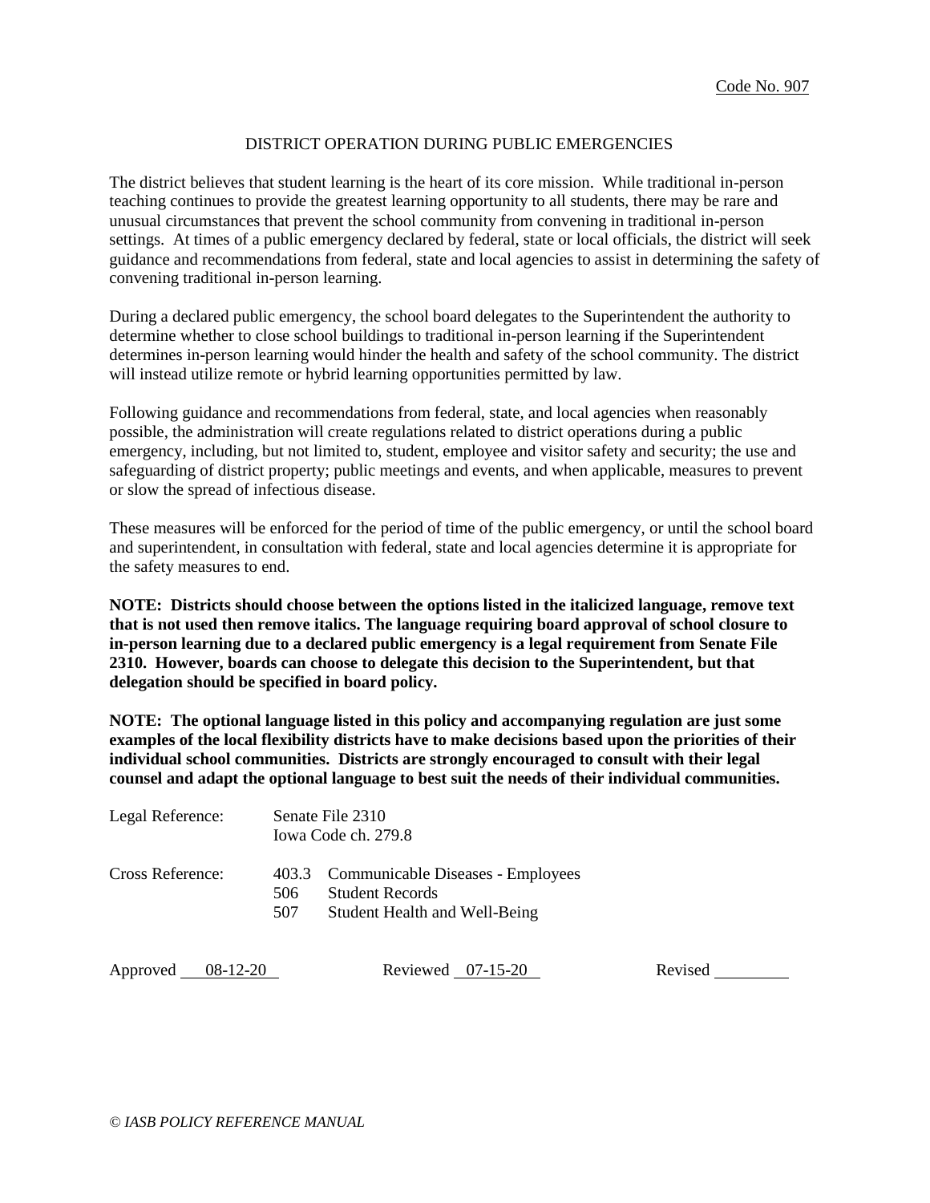Code No. 907

# DISTRICT OPERATION DURING PUBLIC EMERGENCIES

The district believes that student learning is the heart of its core mission. While traditional in-person teaching continues to provide the greatest learning opportunity to all students, there may be rare and unusual circumstances that prevent the school community from convening in traditional in-person settings. At times of a public emergency declared by federal, state or local officials, the district will seek guidance and recommendations from federal, state and local agencies to assist in determining the safety of convening traditional in-person learning.

During a declared public emergency, the school board delegates to the Superintendent the authority to determine whether to close school buildings to traditional in-person learning if the Superintendent determines in-person learning would hinder the health and safety of the school community. The district will instead utilize remote or hybrid learning opportunities permitted by law.

Following guidance and recommendations from federal, state, and local agencies when reasonably possible, the administration will create regulations related to district operations during a public emergency, including, but not limited to, student, employee and visitor safety and security; the use and safeguarding of district property; public meetings and events, and when applicable, measures to prevent or slow the spread of infectious disease.

These measures will be enforced for the period of time of the public emergency, or until the school board and superintendent, in consultation with federal, state and local agencies determine it is appropriate for the safety measures to end.

**NOTE: Districts should choose between the options listed in the italicized language, remove text that is not used then remove italics. The language requiring board approval of school closure to in-person learning due to a declared public emergency is a legal requirement from Senate File 2310. However, boards can choose to delegate this decision to the Superintendent, but that delegation should be specified in board policy.**

**NOTE: The optional language listed in this policy and accompanying regulation are just some examples of the local flexibility districts have to make decisions based upon the priorities of their individual school communities. Districts are strongly encouraged to consult with their legal counsel and adapt the optional language to best suit the needs of their individual communities.**

Legal Reference: Senate File 2310
Iowa Code ch. 279.8

Cross Reference:
403.3 Communicable Diseases - Employees
506 Student Records
507 Student Health and Well-Being

Approved 08-12-20 Reviewed 07-15-20 Revised ________

*© IASB POLICY REFERENCE MANUAL*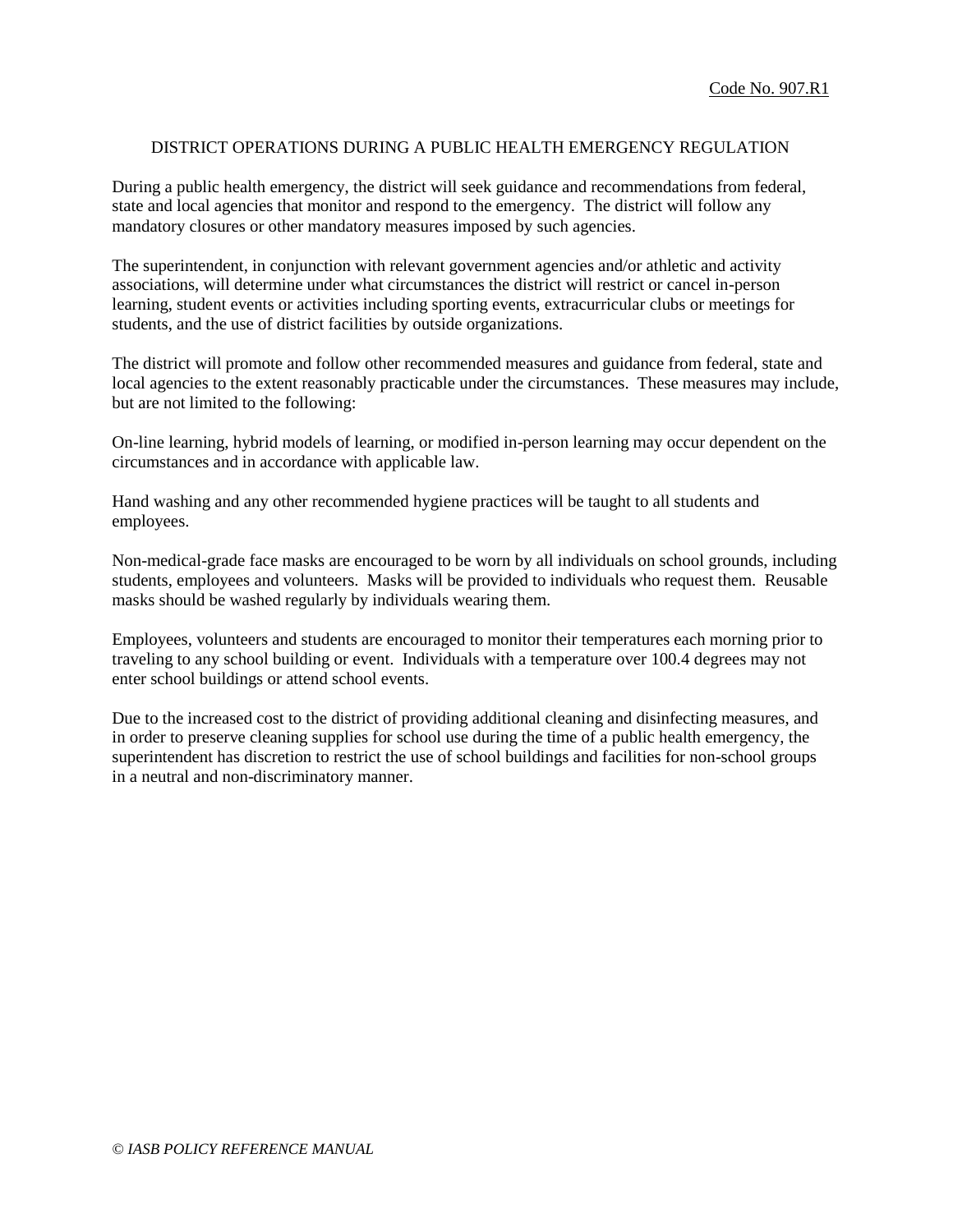Code No. 907.R1

# DISTRICT OPERATIONS DURING A PUBLIC HEALTH EMERGENCY REGULATION

During a public health emergency, the district will seek guidance and recommendations from federal, state and local agencies that monitor and respond to the emergency. The district will follow any mandatory closures or other mandatory measures imposed by such agencies.

The superintendent, in conjunction with relevant government agencies and/or athletic and activity associations, will determine under what circumstances the district will restrict or cancel in-person learning, student events or activities including sporting events, extracurricular clubs or meetings for students, and the use of district facilities by outside organizations.

The district will promote and follow other recommended measures and guidance from federal, state and local agencies to the extent reasonably practicable under the circumstances. These measures may include, but are not limited to the following:

On-line learning, hybrid models of learning, or modified in-person learning may occur dependent on the circumstances and in accordance with applicable law.

Hand washing and any other recommended hygiene practices will be taught to all students and employees.

Non-medical-grade face masks are encouraged to be worn by all individuals on school grounds, including students, employees and volunteers. Masks will be provided to individuals who request them. Reusable masks should be washed regularly by individuals wearing them.

Employees, volunteers and students are encouraged to monitor their temperatures each morning prior to traveling to any school building or event. Individuals with a temperature over 100.4 degrees may not enter school buildings or attend school events.

Due to the increased cost to the district of providing additional cleaning and disinfecting measures, and in order to preserve cleaning supplies for school use during the time of a public health emergency, the superintendent has discretion to restrict the use of school buildings and facilities for non-school groups in a neutral and non-discriminatory manner.

*© IASB POLICY REFERENCE MANUAL*